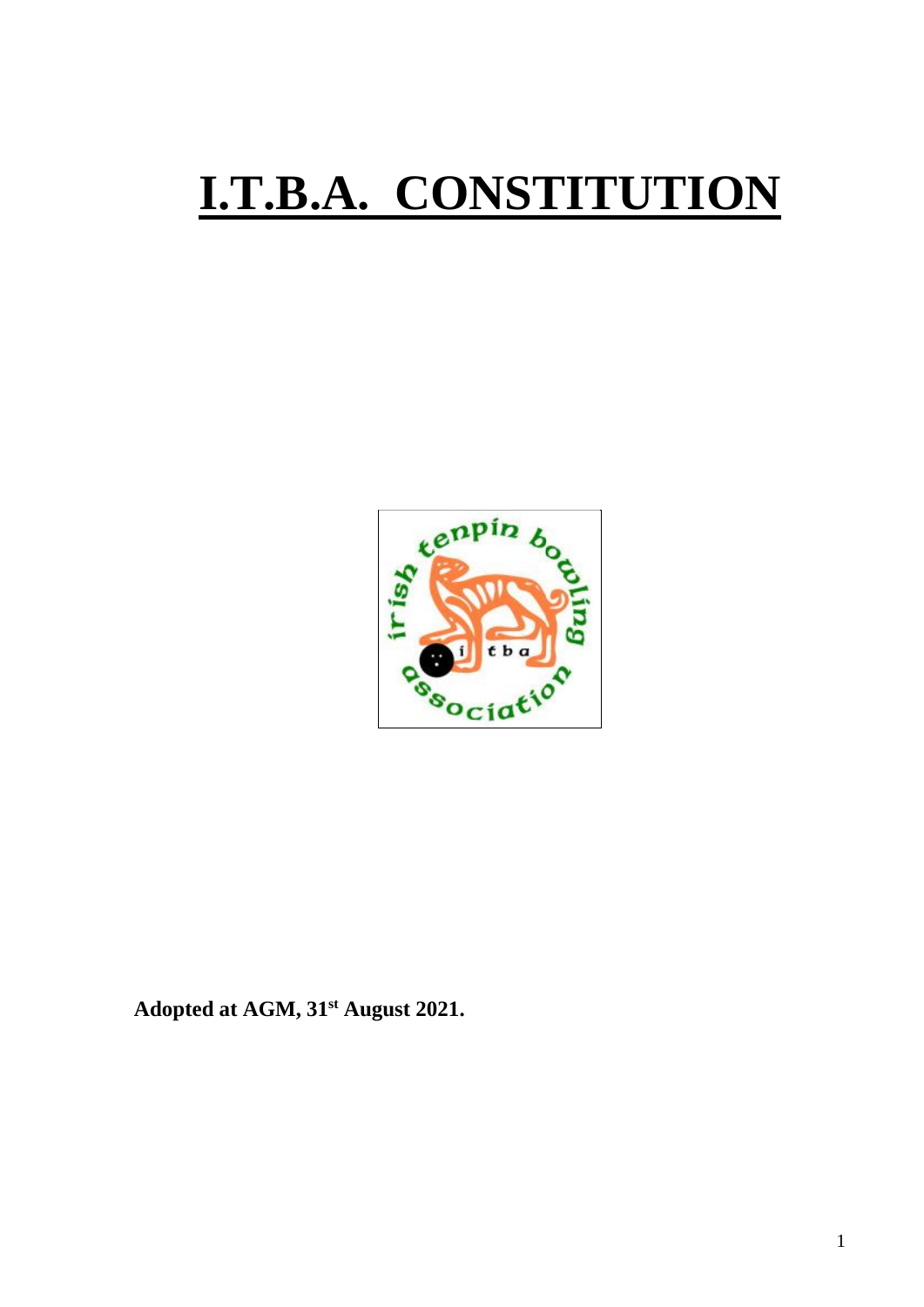# I.T.B.A. CONSTITUTION

**Adopted at AGM, 31st August 2021.**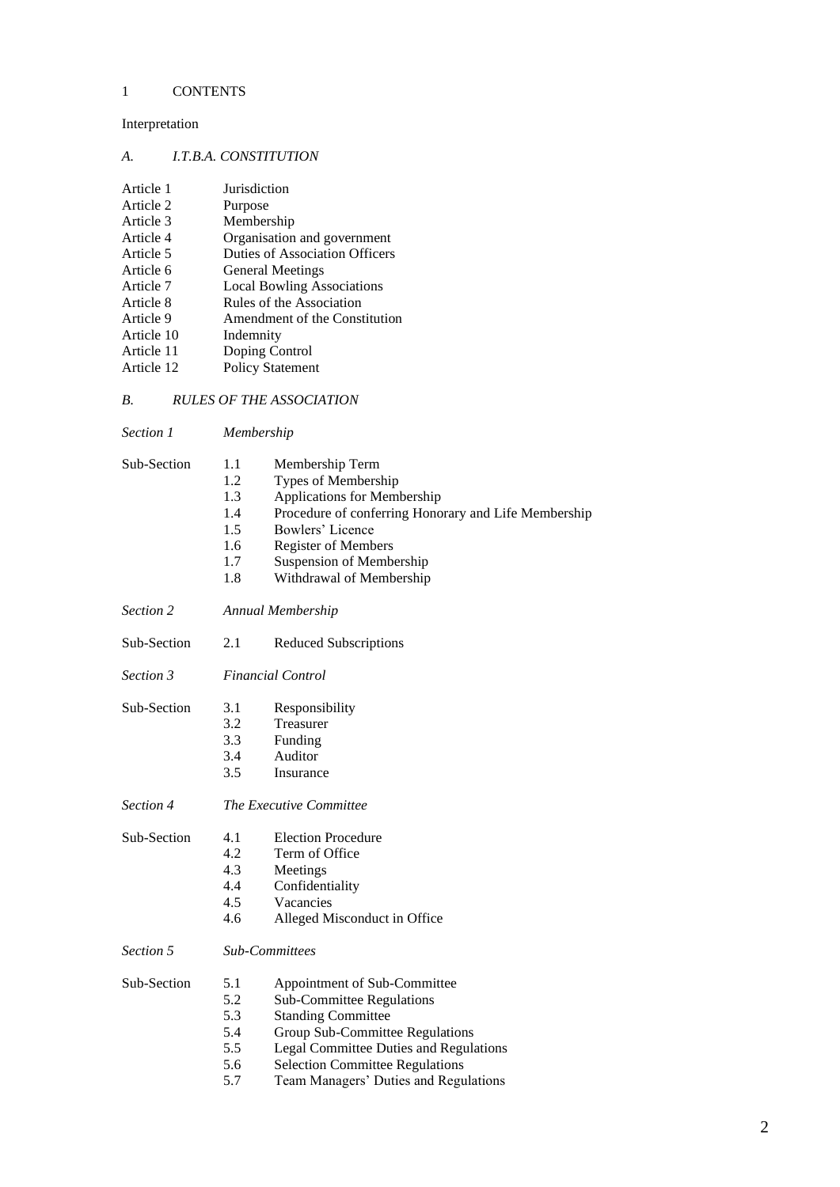# 1 CONTENTS

Interpretation

## *A. I.T.B.A. CONSTITUTION*

| | |
|---|---|
| Article 1 | Jurisdiction |
| Article 2 | Purpose |
| Article 3 | Membership |
| Article 4 | Organisation and government |
| Article 5 | Duties of Association Officers |
| Article 6 | General Meetings |
| Article 7 | Local Bowling Associations |
| Article 8 | Rules of the Association |
| Article 9 | Amendment of the Constitution |
| Article 10 | Indemnity |
| Article 11 | Doping Control |
| Article 12 | Policy Statement |

## *B. RULES OF THE ASSOCIATION*

*Section 1* *Membership*

| | | |
|---|---|---|
| Sub-Section | 1.1 | Membership Term |
| | 1.2 | Types of Membership |
| | 1.3 | Applications for Membership |
| | 1.4 | Procedure of conferring Honorary and Life Membership |
| | 1.5 | Bowlers' Licence |
| | 1.6 | Register of Members |
| | 1.7 | Suspension of Membership |
| | 1.8 | Withdrawal of Membership |

*Section 2* *Annual Membership*

| | | |
|---|---|---|
| Sub-Section | 2.1 | Reduced Subscriptions |

*Section 3* *Financial Control*

| | | |
|---|---|---|
| Sub-Section | 3.1 | Responsibility |
| | 3.2 | Treasurer |
| | 3.3 | Funding |
| | 3.4 | Auditor |
| | 3.5 | Insurance |

*Section 4* *The Executive Committee*

| | | |
|---|---|---|
| Sub-Section | 4.1 | Election Procedure |
| | 4.2 | Term of Office |
| | 4.3 | Meetings |
| | 4.4 | Confidentiality |
| | 4.5 | Vacancies |
| | 4.6 | Alleged Misconduct in Office |

*Section 5* *Sub-Committees*

| | | |
|---|---|---|
| Sub-Section | 5.1 | Appointment of Sub-Committee |
| | 5.2 | Sub-Committee Regulations |
| | 5.3 | Standing Committee |
| | 5.4 | Group Sub-Committee Regulations |
| | 5.5 | Legal Committee Duties and Regulations |
| | 5.6 | Selection Committee Regulations |
| | 5.7 | Team Managers' Duties and Regulations |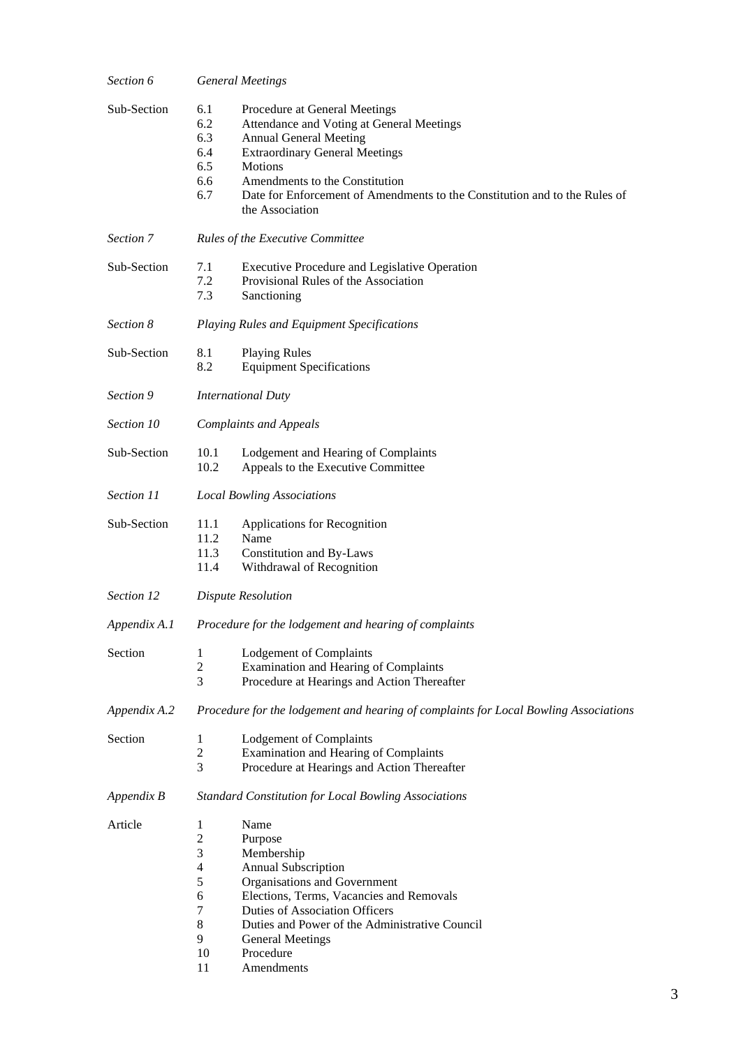| | | |
|---|---|---|
| *Section 6* | *General Meetings* | |
| Sub-Section | 6.1 | Procedure at General Meetings |
| | 6.2 | Attendance and Voting at General Meetings |
| | 6.3 | Annual General Meeting |
| | 6.4 | Extraordinary General Meetings |
| | 6.5 | Motions |
| | 6.6 | Amendments to the Constitution |
| | 6.7 | Date for Enforcement of Amendments to the Constitution and to the Rules of the Association |
| *Section 7* | *Rules of the Executive Committee* | |
| Sub-Section | 7.1 | Executive Procedure and Legislative Operation |
| | 7.2 | Provisional Rules of the Association |
| | 7.3 | Sanctioning |
| *Section 8* | *Playing Rules and Equipment Specifications* | |
| Sub-Section | 8.1 | Playing Rules |
| | 8.2 | Equipment Specifications |
| *Section 9* | *International Duty* | |
| *Section 10* | *Complaints and Appeals* | |
| Sub-Section | 10.1 | Lodgement and Hearing of Complaints |
| | 10.2 | Appeals to the Executive Committee |
| *Section 11* | *Local Bowling Associations* | |
| Sub-Section | 11.1 | Applications for Recognition |
| | 11.2 | Name |
| | 11.3 | Constitution and By-Laws |
| | 11.4 | Withdrawal of Recognition |
| *Section 12* | *Dispute Resolution* | |
| *Appendix A.1* | *Procedure for the lodgement and hearing of complaints* | |
| Section | 1 | Lodgement of Complaints |
| | 2 | Examination and Hearing of Complaints |
| | 3 | Procedure at Hearings and Action Thereafter |
| *Appendix A.2* | *Procedure for the lodgement and hearing of complaints for Local Bowling Associations* | |
| Section | 1 | Lodgement of Complaints |
| | 2 | Examination and Hearing of Complaints |
| | 3 | Procedure at Hearings and Action Thereafter |
| *Appendix B* | *Standard Constitution for Local Bowling Associations* | |
| Article | 1 | Name |
| | 2 | Purpose |
| | 3 | Membership |
| | 4 | Annual Subscription |
| | 5 | Organisations and Government |
| | 6 | Elections, Terms, Vacancies and Removals |
| | 7 | Duties of Association Officers |
| | 8 | Duties and Power of the Administrative Council |
| | 9 | General Meetings |
| | 10 | Procedure |
| | 11 | Amendments |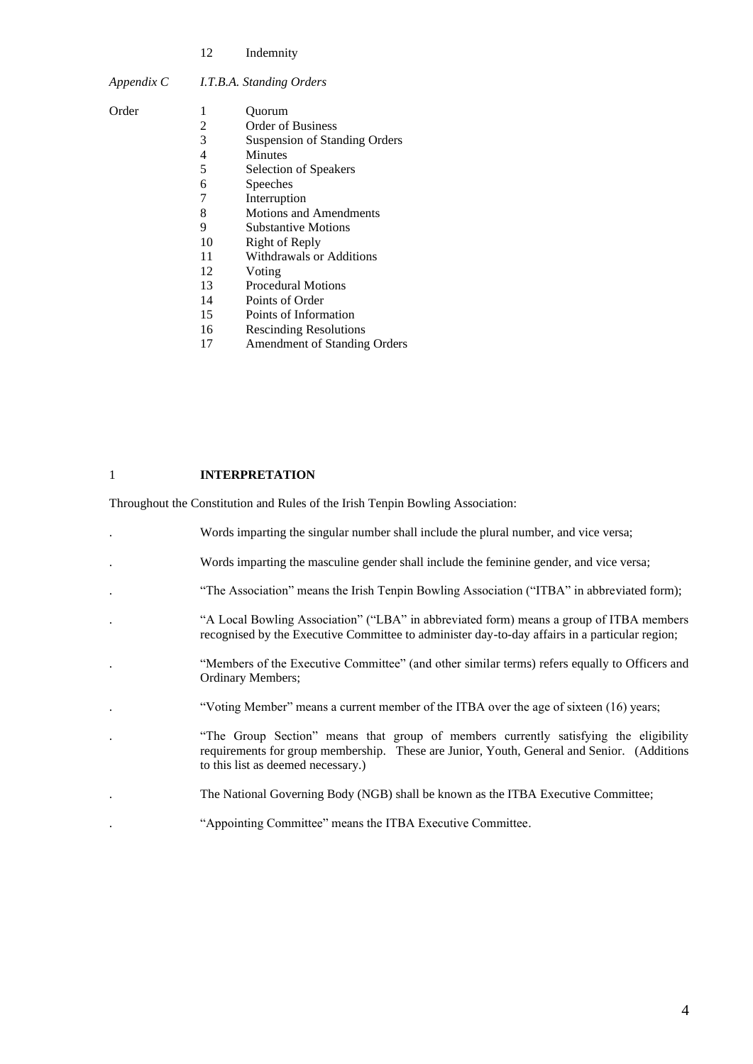12 Indemnity

*Appendix C* *I.T.B.A. Standing Orders*

Order

1. Quorum
2. Order of Business
3. Suspension of Standing Orders
4. Minutes
5. Selection of Speakers
6. Speeches
7. Interruption
8. Motions and Amendments
9. Substantive Motions
10. Right of Reply
11. Withdrawals or Additions
12. Voting
13. Procedural Motions
14. Points of Order
15. Points of Information
16. Rescinding Resolutions
17. Amendment of Standing Orders

## 1 INTERPRETATION

Throughout the Constitution and Rules of the Irish Tenpin Bowling Association:

- Words imparting the singular number shall include the plural number, and vice versa;
- Words imparting the masculine gender shall include the feminine gender, and vice versa;
- "The Association" means the Irish Tenpin Bowling Association ("ITBA" in abbreviated form);
- "A Local Bowling Association" ("LBA" in abbreviated form) means a group of ITBA members recognised by the Executive Committee to administer day-to-day affairs in a particular region;
- "Members of the Executive Committee" (and other similar terms) refers equally to Officers and Ordinary Members;
- "Voting Member" means a current member of the ITBA over the age of sixteen (16) years;
- "The Group Section" means that group of members currently satisfying the eligibility requirements for group membership. These are Junior, Youth, General and Senior. (Additions to this list as deemed necessary.)
- The National Governing Body (NGB) shall be known as the ITBA Executive Committee;
- "Appointing Committee" means the ITBA Executive Committee.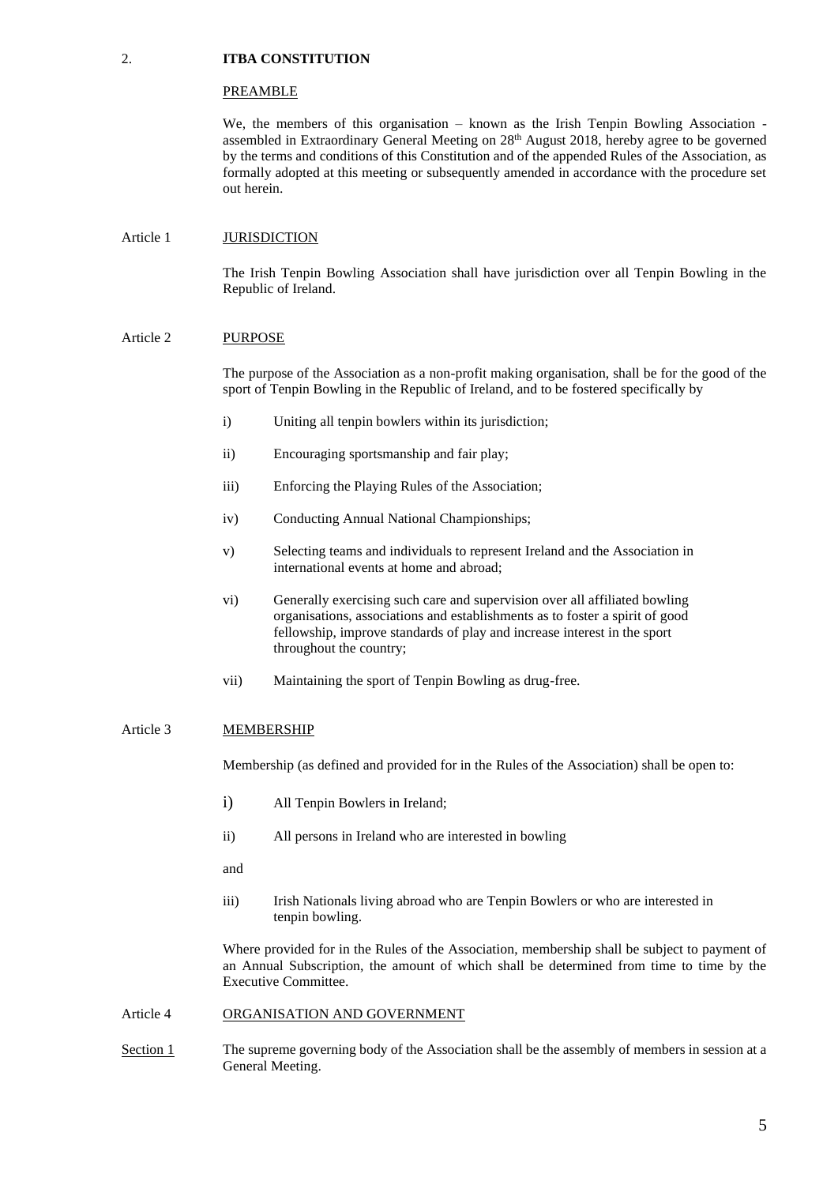## 2. ITBA CONSTITUTION

### PREAMBLE

We, the members of this organisation – known as the Irish Tenpin Bowling Association - assembled in Extraordinary General Meeting on 28th August 2018, hereby agree to be governed by the terms and conditions of this Constitution and of the appended Rules of the Association, as formally adopted at this meeting or subsequently amended in accordance with the procedure set out herein.

### Article 1 JURISDICTION

The Irish Tenpin Bowling Association shall have jurisdiction over all Tenpin Bowling in the Republic of Ireland.

### Article 2 PURPOSE

The purpose of the Association as a non-profit making organisation, shall be for the good of the sport of Tenpin Bowling in the Republic of Ireland, and to be fostered specifically by

- i) Uniting all tenpin bowlers within its jurisdiction;
- ii) Encouraging sportsmanship and fair play;
- iii) Enforcing the Playing Rules of the Association;
- iv) Conducting Annual National Championships;
- v) Selecting teams and individuals to represent Ireland and the Association in international events at home and abroad;
- vi) Generally exercising such care and supervision over all affiliated bowling organisations, associations and establishments as to foster a spirit of good fellowship, improve standards of play and increase interest in the sport throughout the country;
- vii) Maintaining the sport of Tenpin Bowling as drug-free.

### Article 3 MEMBERSHIP

Membership (as defined and provided for in the Rules of the Association) shall be open to:

- i) All Tenpin Bowlers in Ireland;
- ii) All persons in Ireland who are interested in bowling

and

- iii) Irish Nationals living abroad who are Tenpin Bowlers or who are interested in tenpin bowling.

Where provided for in the Rules of the Association, membership shall be subject to payment of an Annual Subscription, the amount of which shall be determined from time to time by the Executive Committee.

### Article 4 ORGANISATION AND GOVERNMENT

Section 1 The supreme governing body of the Association shall be the assembly of members in session at a General Meeting.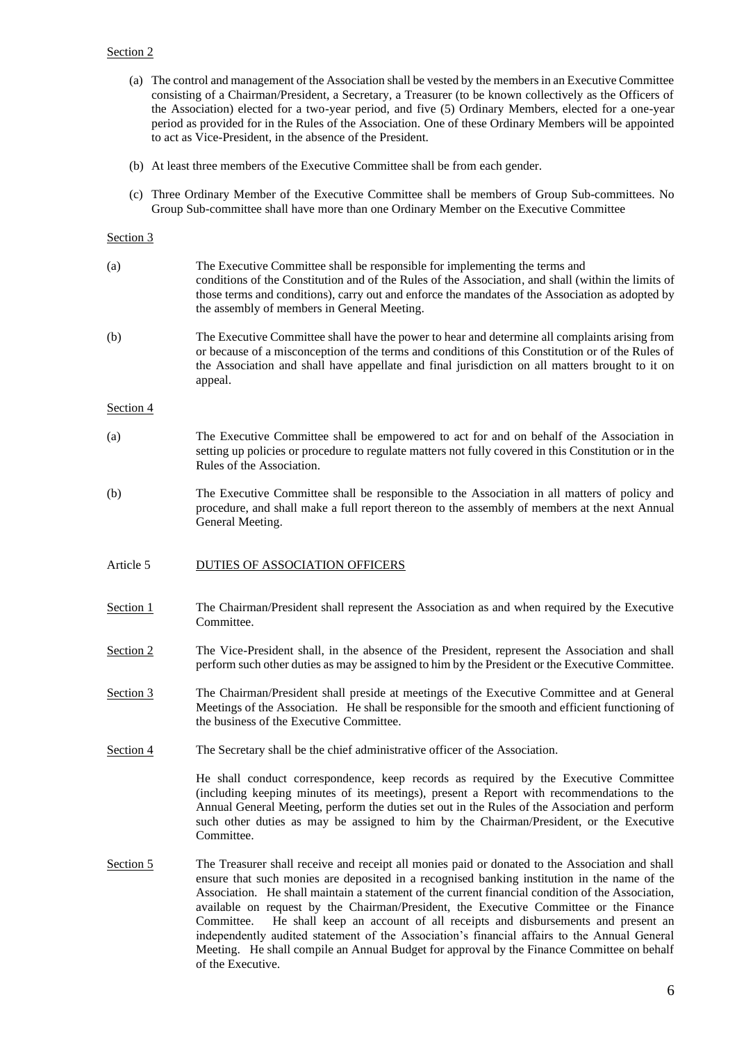Section 2

(a) The control and management of the Association shall be vested by the members in an Executive Committee consisting of a Chairman/President, a Secretary, a Treasurer (to be known collectively as the Officers of the Association) elected for a two-year period, and five (5) Ordinary Members, elected for a one-year period as provided for in the Rules of the Association. One of these Ordinary Members will be appointed to act as Vice-President, in the absence of the President.

(b) At least three members of the Executive Committee shall be from each gender.

(c) Three Ordinary Member of the Executive Committee shall be members of Group Sub-committees. No Group Sub-committee shall have more than one Ordinary Member on the Executive Committee

Section 3

(a) The Executive Committee shall be responsible for implementing the terms and conditions of the Constitution and of the Rules of the Association, and shall (within the limits of those terms and conditions), carry out and enforce the mandates of the Association as adopted by the assembly of members in General Meeting.

(b) The Executive Committee shall have the power to hear and determine all complaints arising from or because of a misconception of the terms and conditions of this Constitution or of the Rules of the Association and shall have appellate and final jurisdiction on all matters brought to it on appeal.

Section 4

(a) The Executive Committee shall be empowered to act for and on behalf of the Association in setting up policies or procedure to regulate matters not fully covered in this Constitution or in the Rules of the Association.

(b) The Executive Committee shall be responsible to the Association in all matters of policy and procedure, and shall make a full report thereon to the assembly of members at the next Annual General Meeting.

## Article 5 DUTIES OF ASSOCIATION OFFICERS

Section 1 The Chairman/President shall represent the Association as and when required by the Executive Committee.

Section 2 The Vice-President shall, in the absence of the President, represent the Association and shall perform such other duties as may be assigned to him by the President or the Executive Committee.

Section 3 The Chairman/President shall preside at meetings of the Executive Committee and at General Meetings of the Association. He shall be responsible for the smooth and efficient functioning of the business of the Executive Committee.

Section 4 The Secretary shall be the chief administrative officer of the Association.

He shall conduct correspondence, keep records as required by the Executive Committee (including keeping minutes of its meetings), present a Report with recommendations to the Annual General Meeting, perform the duties set out in the Rules of the Association and perform such other duties as may be assigned to him by the Chairman/President, or the Executive Committee.

Section 5 The Treasurer shall receive and receipt all monies paid or donated to the Association and shall ensure that such monies are deposited in a recognised banking institution in the name of the Association. He shall maintain a statement of the current financial condition of the Association, available on request by the Chairman/President, the Executive Committee or the Finance Committee. He shall keep an account of all receipts and disbursements and present an independently audited statement of the Association's financial affairs to the Annual General Meeting. He shall compile an Annual Budget for approval by the Finance Committee on behalf of the Executive.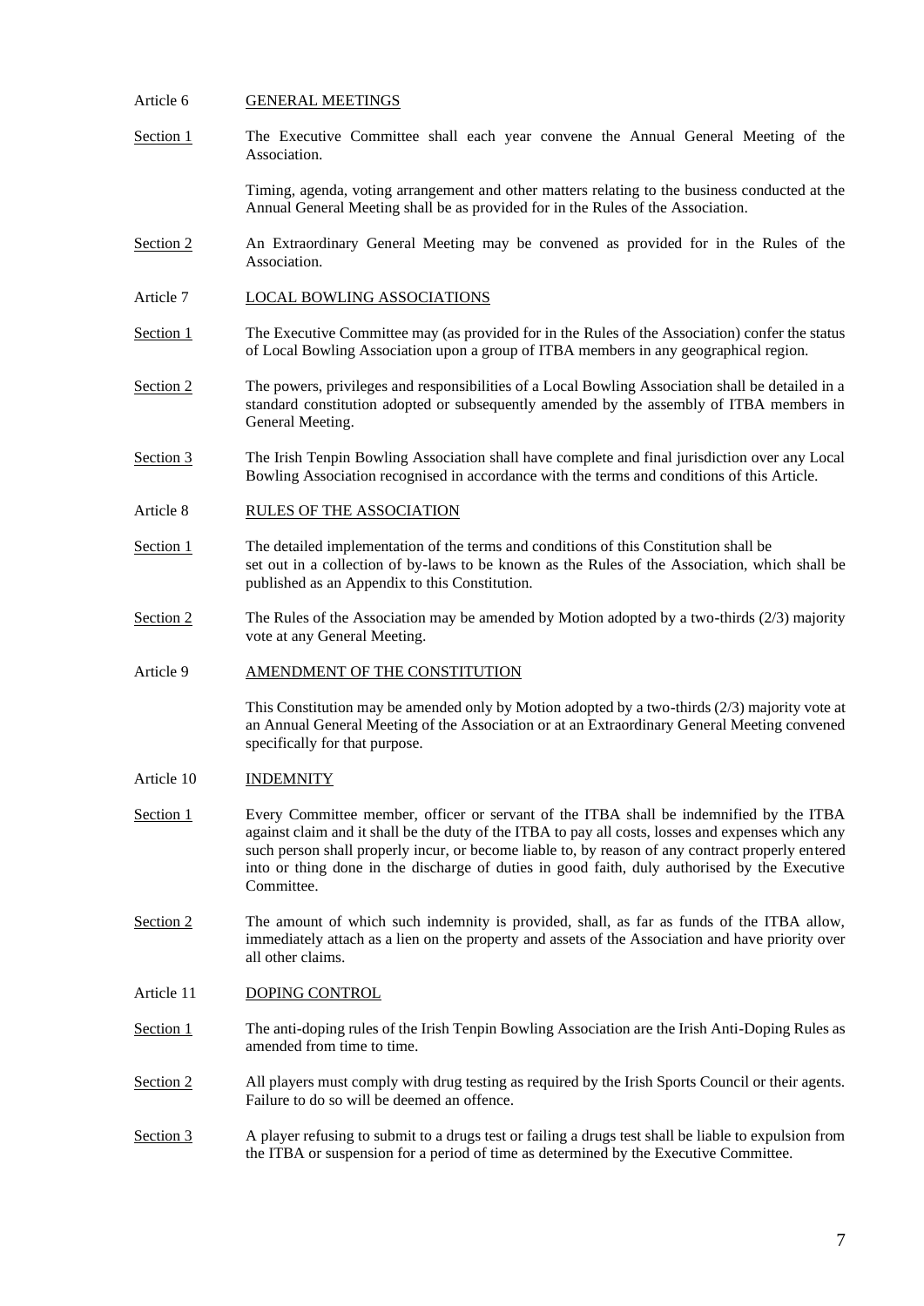Article 6 **GENERAL MEETINGS**

Section 1 The Executive Committee shall each year convene the Annual General Meeting of the Association.

Timing, agenda, voting arrangement and other matters relating to the business conducted at the Annual General Meeting shall be as provided for in the Rules of the Association.

Section 2 An Extraordinary General Meeting may be convened as provided for in the Rules of the Association.

Article 7 **LOCAL BOWLING ASSOCIATIONS**

Section 1 The Executive Committee may (as provided for in the Rules of the Association) confer the status of Local Bowling Association upon a group of ITBA members in any geographical region.

Section 2 The powers, privileges and responsibilities of a Local Bowling Association shall be detailed in a standard constitution adopted or subsequently amended by the assembly of ITBA members in General Meeting.

Section 3 The Irish Tenpin Bowling Association shall have complete and final jurisdiction over any Local Bowling Association recognised in accordance with the terms and conditions of this Article.

Article 8 **RULES OF THE ASSOCIATION**

Section 1 The detailed implementation of the terms and conditions of this Constitution shall be set out in a collection of by-laws to be known as the Rules of the Association, which shall be published as an Appendix to this Constitution.

Section 2 The Rules of the Association may be amended by Motion adopted by a two-thirds (2/3) majority vote at any General Meeting.

Article 9 **AMENDMENT OF THE CONSTITUTION**

This Constitution may be amended only by Motion adopted by a two-thirds (2/3) majority vote at an Annual General Meeting of the Association or at an Extraordinary General Meeting convened specifically for that purpose.

Article 10 **INDEMNITY**

Section 1 Every Committee member, officer or servant of the ITBA shall be indemnified by the ITBA against claim and it shall be the duty of the ITBA to pay all costs, losses and expenses which any such person shall properly incur, or become liable to, by reason of any contract properly entered into or thing done in the discharge of duties in good faith, duly authorised by the Executive Committee.

Section 2 The amount of which such indemnity is provided, shall, as far as funds of the ITBA allow, immediately attach as a lien on the property and assets of the Association and have priority over all other claims.

Article 11 **DOPING CONTROL**

Section 1 The anti-doping rules of the Irish Tenpin Bowling Association are the Irish Anti-Doping Rules as amended from time to time.

Section 2 All players must comply with drug testing as required by the Irish Sports Council or their agents. Failure to do so will be deemed an offence.

Section 3 A player refusing to submit to a drugs test or failing a drugs test shall be liable to expulsion from the ITBA or suspension for a period of time as determined by the Executive Committee.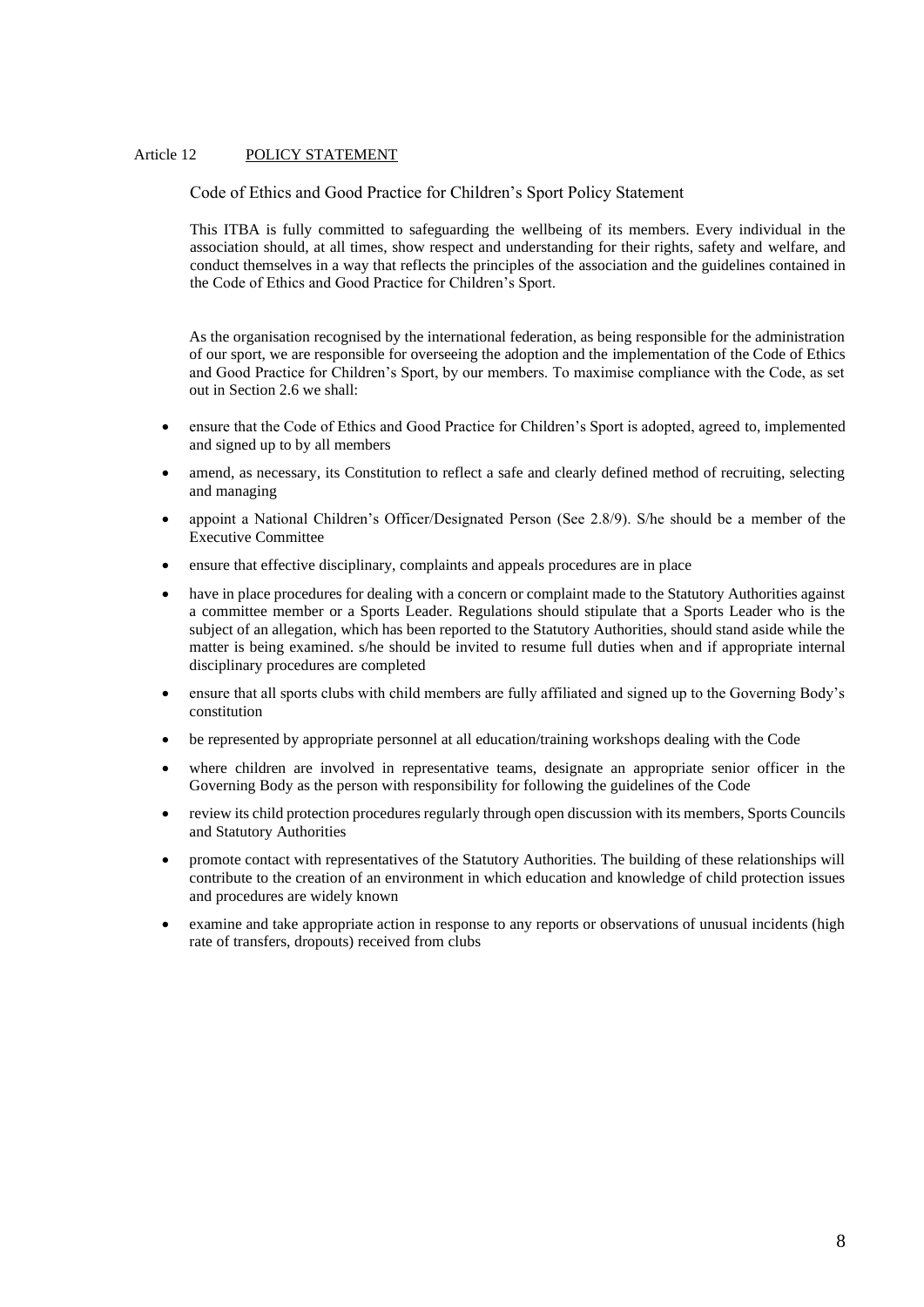Article 12 POLICY STATEMENT

Code of Ethics and Good Practice for Children's Sport Policy Statement

This ITBA is fully committed to safeguarding the wellbeing of its members. Every individual in the association should, at all times, show respect and understanding for their rights, safety and welfare, and conduct themselves in a way that reflects the principles of the association and the guidelines contained in the Code of Ethics and Good Practice for Children's Sport.

As the organisation recognised by the international federation, as being responsible for the administration of our sport, we are responsible for overseeing the adoption and the implementation of the Code of Ethics and Good Practice for Children's Sport, by our members. To maximise compliance with the Code, as set out in Section 2.6 we shall:

- ensure that the Code of Ethics and Good Practice for Children's Sport is adopted, agreed to, implemented and signed up to by all members
- amend, as necessary, its Constitution to reflect a safe and clearly defined method of recruiting, selecting and managing
- appoint a National Children's Officer/Designated Person (See 2.8/9). S/he should be a member of the Executive Committee
- ensure that effective disciplinary, complaints and appeals procedures are in place
- have in place procedures for dealing with a concern or complaint made to the Statutory Authorities against a committee member or a Sports Leader. Regulations should stipulate that a Sports Leader who is the subject of an allegation, which has been reported to the Statutory Authorities, should stand aside while the matter is being examined. s/he should be invited to resume full duties when and if appropriate internal disciplinary procedures are completed
- ensure that all sports clubs with child members are fully affiliated and signed up to the Governing Body's constitution
- be represented by appropriate personnel at all education/training workshops dealing with the Code
- where children are involved in representative teams, designate an appropriate senior officer in the Governing Body as the person with responsibility for following the guidelines of the Code
- review its child protection procedures regularly through open discussion with its members, Sports Councils and Statutory Authorities
- promote contact with representatives of the Statutory Authorities. The building of these relationships will contribute to the creation of an environment in which education and knowledge of child protection issues and procedures are widely known
- examine and take appropriate action in response to any reports or observations of unusual incidents (high rate of transfers, dropouts) received from clubs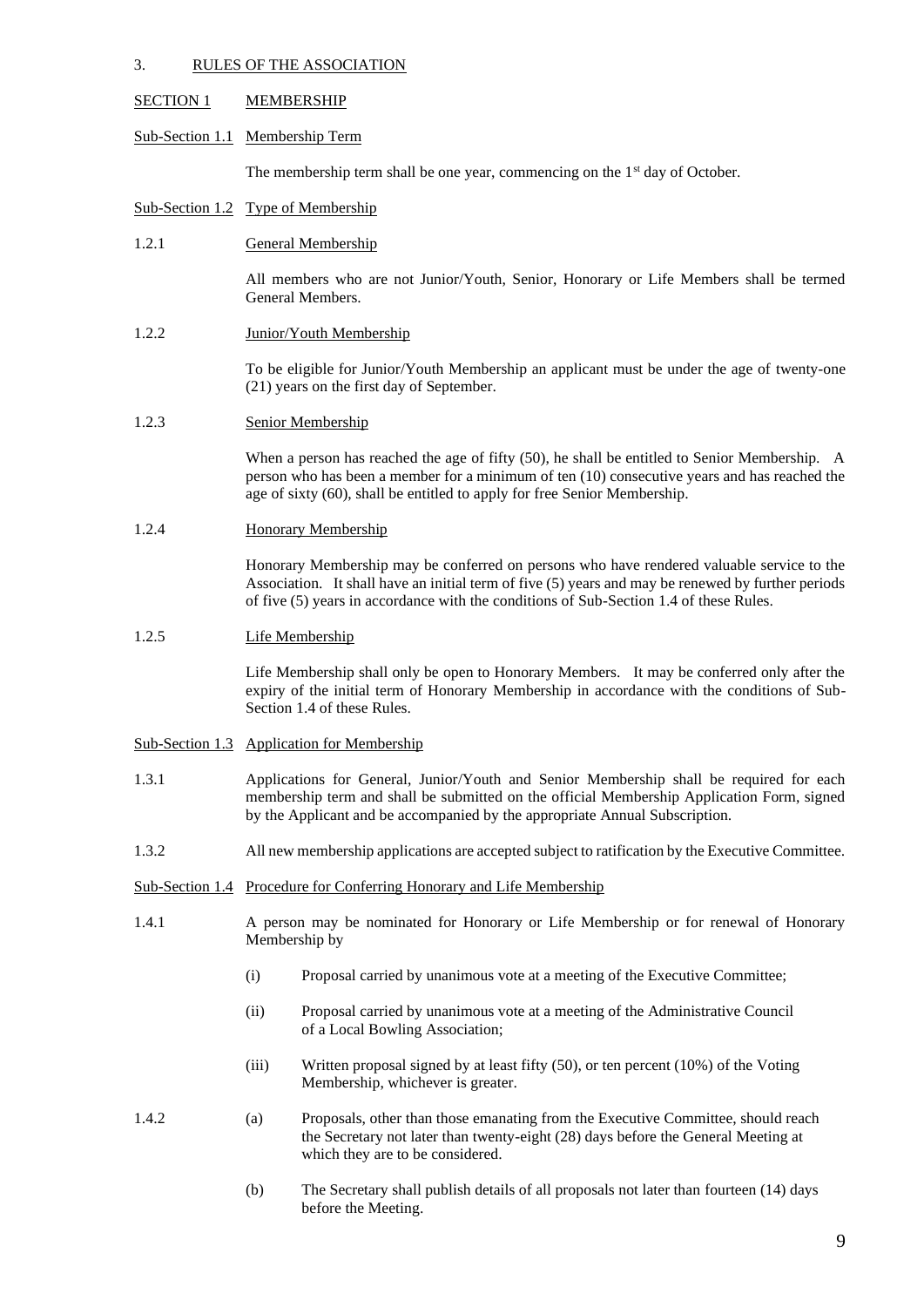## 3. RULES OF THE ASSOCIATION

### SECTION 1 MEMBERSHIP

#### Sub-Section 1.1 Membership Term

The membership term shall be one year, commencing on the 1st day of October.

#### Sub-Section 1.2 Type of Membership

**1.2.1 General Membership**

All members who are not Junior/Youth, Senior, Honorary or Life Members shall be termed General Members.

**1.2.2 Junior/Youth Membership**

To be eligible for Junior/Youth Membership an applicant must be under the age of twenty-one (21) years on the first day of September.

**1.2.3 Senior Membership**

When a person has reached the age of fifty (50), he shall be entitled to Senior Membership. A person who has been a member for a minimum of ten (10) consecutive years and has reached the age of sixty (60), shall be entitled to apply for free Senior Membership.

**1.2.4 Honorary Membership**

Honorary Membership may be conferred on persons who have rendered valuable service to the Association. It shall have an initial term of five (5) years and may be renewed by further periods of five (5) years in accordance with the conditions of Sub-Section 1.4 of these Rules.

**1.2.5 Life Membership**

Life Membership shall only be open to Honorary Members. It may be conferred only after the expiry of the initial term of Honorary Membership in accordance with the conditions of Sub-Section 1.4 of these Rules.

#### Sub-Section 1.3 Application for Membership

1.3.1 Applications for General, Junior/Youth and Senior Membership shall be required for each membership term and shall be submitted on the official Membership Application Form, signed by the Applicant and be accompanied by the appropriate Annual Subscription.

1.3.2 All new membership applications are accepted subject to ratification by the Executive Committee.

#### Sub-Section 1.4 Procedure for Conferring Honorary and Life Membership

1.4.1 A person may be nominated for Honorary or Life Membership or for renewal of Honorary Membership by

- (i) Proposal carried by unanimous vote at a meeting of the Executive Committee;
- (ii) Proposal carried by unanimous vote at a meeting of the Administrative Council of a Local Bowling Association;
- (iii) Written proposal signed by at least fifty (50), or ten percent (10%) of the Voting Membership, whichever is greater.

1.4.2

- (a) Proposals, other than those emanating from the Executive Committee, should reach the Secretary not later than twenty-eight (28) days before the General Meeting at which they are to be considered.
- (b) The Secretary shall publish details of all proposals not later than fourteen (14) days before the Meeting.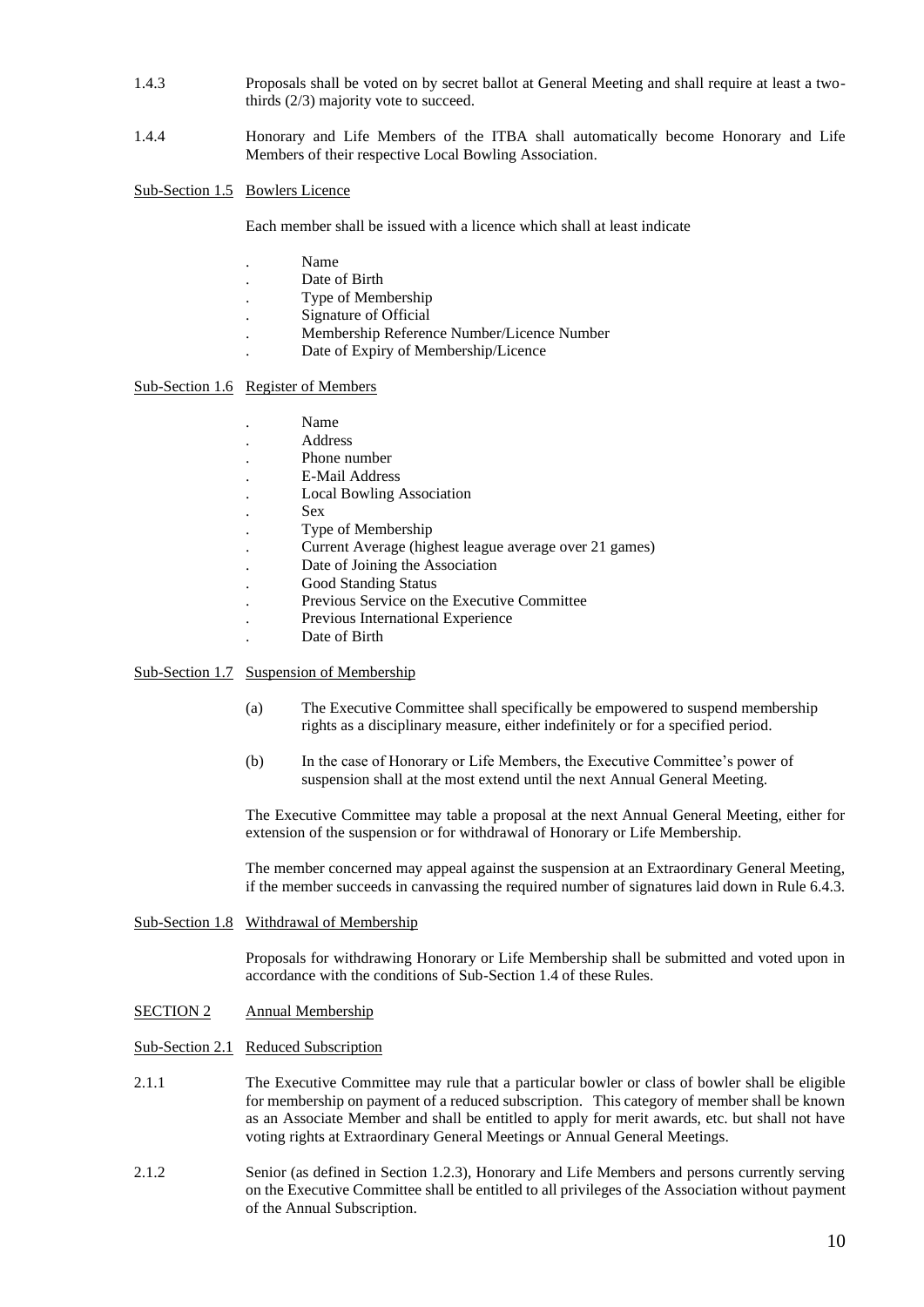1.4.3 Proposals shall be voted on by secret ballot at General Meeting and shall require at least a two-thirds (2/3) majority vote to succeed.

1.4.4 Honorary and Life Members of the ITBA shall automatically become Honorary and Life Members of their respective Local Bowling Association.

### Sub-Section 1.5 Bowlers Licence

Each member shall be issued with a licence which shall at least indicate

- Name
- Date of Birth
- Type of Membership
- Signature of Official
- Membership Reference Number/Licence Number
- Date of Expiry of Membership/Licence

### Sub-Section 1.6 Register of Members

- Name
- Address
- Phone number
- E-Mail Address
- Local Bowling Association
- Sex
- Type of Membership
- Current Average (highest league average over 21 games)
- Date of Joining the Association
- Good Standing Status
- Previous Service on the Executive Committee
- Previous International Experience
- Date of Birth

### Sub-Section 1.7 Suspension of Membership

(a) The Executive Committee shall specifically be empowered to suspend membership rights as a disciplinary measure, either indefinitely or for a specified period.

(b) In the case of Honorary or Life Members, the Executive Committee's power of suspension shall at the most extend until the next Annual General Meeting.

The Executive Committee may table a proposal at the next Annual General Meeting, either for extension of the suspension or for withdrawal of Honorary or Life Membership.

The member concerned may appeal against the suspension at an Extraordinary General Meeting, if the member succeeds in canvassing the required number of signatures laid down in Rule 6.4.3.

### Sub-Section 1.8 Withdrawal of Membership

Proposals for withdrawing Honorary or Life Membership shall be submitted and voted upon in accordance with the conditions of Sub-Section 1.4 of these Rules.

## SECTION 2 Annual Membership

### Sub-Section 2.1 Reduced Subscription

2.1.1 The Executive Committee may rule that a particular bowler or class of bowler shall be eligible for membership on payment of a reduced subscription. This category of member shall be known as an Associate Member and shall be entitled to apply for merit awards, etc. but shall not have voting rights at Extraordinary General Meetings or Annual General Meetings.

2.1.2 Senior (as defined in Section 1.2.3), Honorary and Life Members and persons currently serving on the Executive Committee shall be entitled to all privileges of the Association without payment of the Annual Subscription.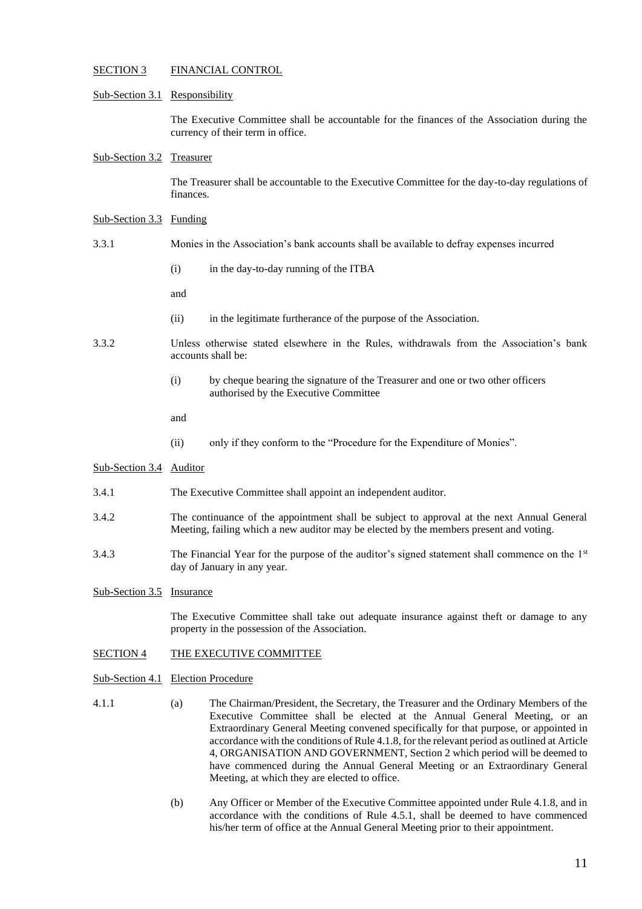## SECTION 3 FINANCIAL CONTROL

### Sub-Section 3.1 Responsibility

The Executive Committee shall be accountable for the finances of the Association during the currency of their term in office.

### Sub-Section 3.2 Treasurer

The Treasurer shall be accountable to the Executive Committee for the day-to-day regulations of finances.

### Sub-Section 3.3 Funding

3.3.1 Monies in the Association's bank accounts shall be available to defray expenses incurred

(i) in the day-to-day running of the ITBA

and

(ii) in the legitimate furtherance of the purpose of the Association.

3.3.2 Unless otherwise stated elsewhere in the Rules, withdrawals from the Association's bank accounts shall be:

(i) by cheque bearing the signature of the Treasurer and one or two other officers authorised by the Executive Committee

and

(ii) only if they conform to the "Procedure for the Expenditure of Monies".

### Sub-Section 3.4 Auditor

3.4.1 The Executive Committee shall appoint an independent auditor.

3.4.2 The continuance of the appointment shall be subject to approval at the next Annual General Meeting, failing which a new auditor may be elected by the members present and voting.

3.4.3 The Financial Year for the purpose of the auditor's signed statement shall commence on the 1st day of January in any year.

### Sub-Section 3.5 Insurance

The Executive Committee shall take out adequate insurance against theft or damage to any property in the possession of the Association.

## SECTION 4 THE EXECUTIVE COMMITTEE

### Sub-Section 4.1 Election Procedure

4.1.1 (a) The Chairman/President, the Secretary, the Treasurer and the Ordinary Members of the Executive Committee shall be elected at the Annual General Meeting, or an Extraordinary General Meeting convened specifically for that purpose, or appointed in accordance with the conditions of Rule 4.1.8, for the relevant period as outlined at Article 4, ORGANISATION AND GOVERNMENT, Section 2 which period will be deemed to have commenced during the Annual General Meeting or an Extraordinary General Meeting, at which they are elected to office.

(b) Any Officer or Member of the Executive Committee appointed under Rule 4.1.8, and in accordance with the conditions of Rule 4.5.1, shall be deemed to have commenced his/her term of office at the Annual General Meeting prior to their appointment.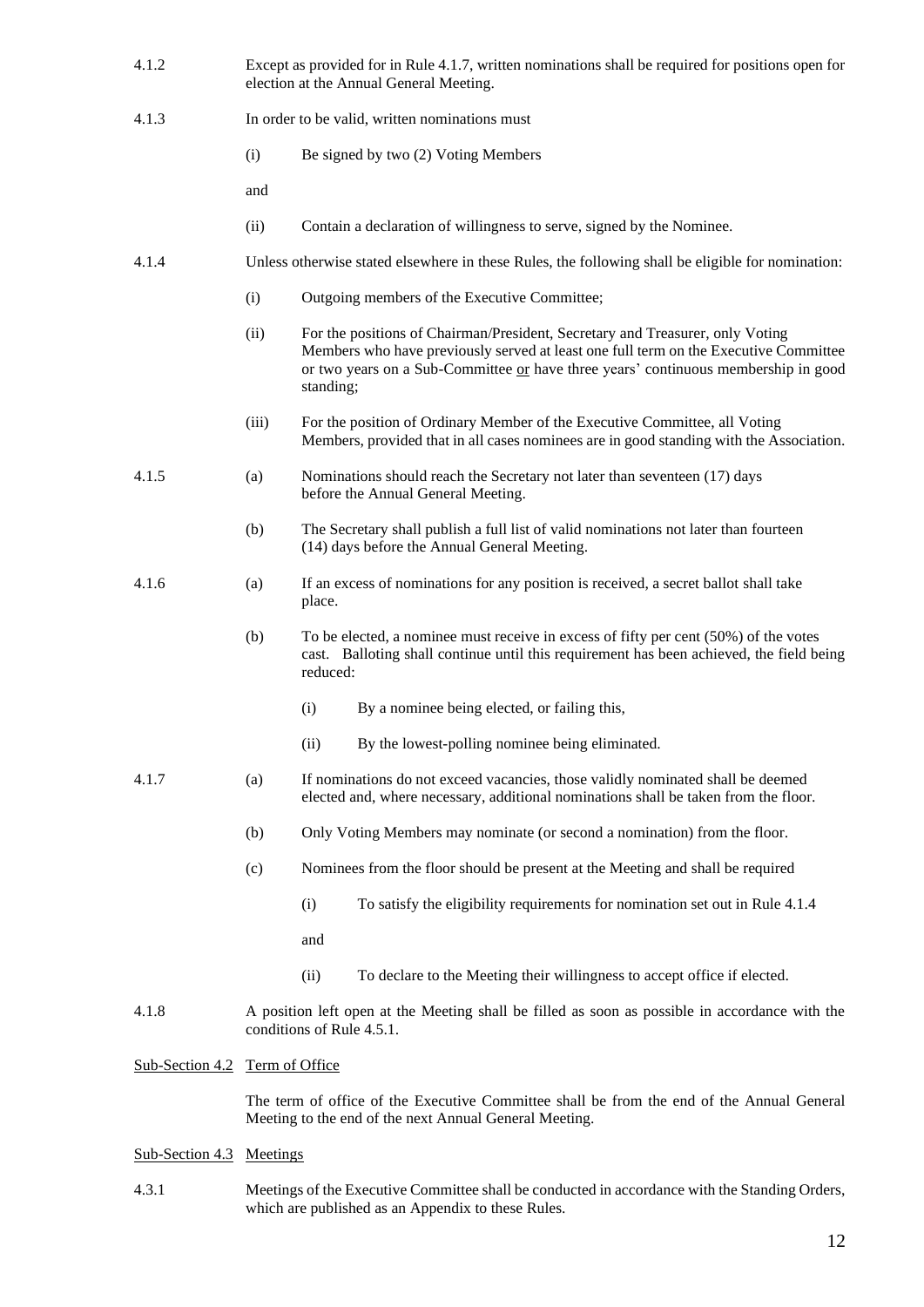4.1.2 Except as provided for in Rule 4.1.7, written nominations shall be required for positions open for election at the Annual General Meeting.

4.1.3 In order to be valid, written nominations must

- (i) Be signed by two (2) Voting Members

  and

- (ii) Contain a declaration of willingness to serve, signed by the Nominee.

4.1.4 Unless otherwise stated elsewhere in these Rules, the following shall be eligible for nomination:

- (i) Outgoing members of the Executive Committee;
- (ii) For the positions of Chairman/President, Secretary and Treasurer, only Voting Members who have previously served at least one full term on the Executive Committee or two years on a Sub-Committee <u>or</u> have three years' continuous membership in good standing;
- (iii) For the position of Ordinary Member of the Executive Committee, all Voting Members, provided that in all cases nominees are in good standing with the Association.

4.1.5

- (a) Nominations should reach the Secretary not later than seventeen (17) days before the Annual General Meeting.
- (b) The Secretary shall publish a full list of valid nominations not later than fourteen (14) days before the Annual General Meeting.

4.1.6

- (a) If an excess of nominations for any position is received, a secret ballot shall take place.
- (b) To be elected, a nominee must receive in excess of fifty per cent (50%) of the votes cast. Balloting shall continue until this requirement has been achieved, the field being reduced:
  - (i) By a nominee being elected, or failing this,
  - (ii) By the lowest-polling nominee being eliminated.

4.1.7

- (a) If nominations do not exceed vacancies, those validly nominated shall be deemed elected and, where necessary, additional nominations shall be taken from the floor.
- (b) Only Voting Members may nominate (or second a nomination) from the floor.
- (c) Nominees from the floor should be present at the Meeting and shall be required
  - (i) To satisfy the eligibility requirements for nomination set out in Rule 4.1.4

    and

  - (ii) To declare to the Meeting their willingness to accept office if elected.

4.1.8 A position left open at the Meeting shall be filled as soon as possible in accordance with the conditions of Rule 4.5.1.

<u>Sub-Section 4.2</u> <u>Term of Office</u>

The term of office of the Executive Committee shall be from the end of the Annual General Meeting to the end of the next Annual General Meeting.

<u>Sub-Section 4.3</u> <u>Meetings</u>

4.3.1 Meetings of the Executive Committee shall be conducted in accordance with the Standing Orders, which are published as an Appendix to these Rules.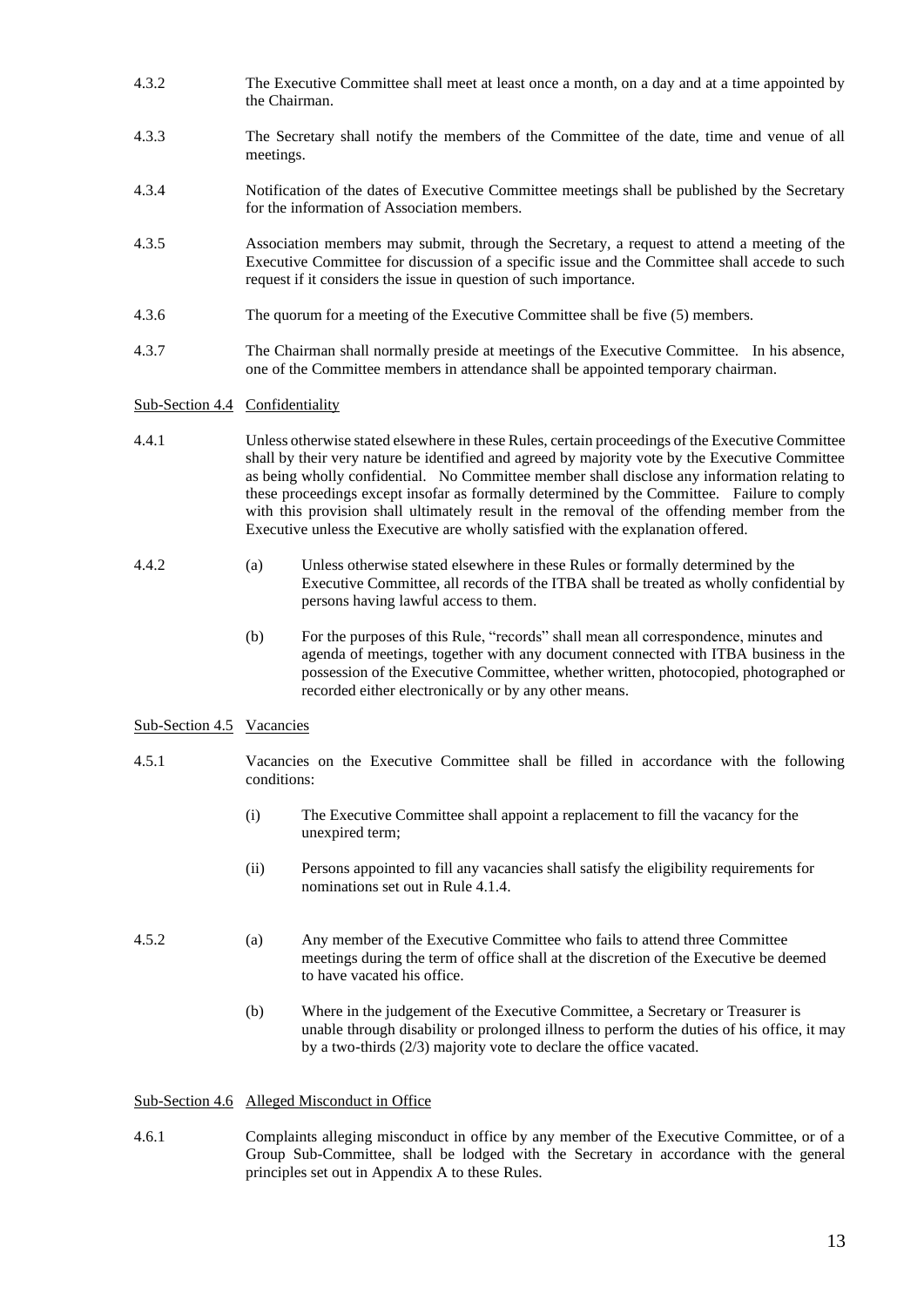4.3.2 The Executive Committee shall meet at least once a month, on a day and at a time appointed by the Chairman.

4.3.3 The Secretary shall notify the members of the Committee of the date, time and venue of all meetings.

4.3.4 Notification of the dates of Executive Committee meetings shall be published by the Secretary for the information of Association members.

4.3.5 Association members may submit, through the Secretary, a request to attend a meeting of the Executive Committee for discussion of a specific issue and the Committee shall accede to such request if it considers the issue in question of such importance.

4.3.6 The quorum for a meeting of the Executive Committee shall be five (5) members.

4.3.7 The Chairman shall normally preside at meetings of the Executive Committee. In his absence, one of the Committee members in attendance shall be appointed temporary chairman.

<u>Sub-Section 4.4 Confidentiality</u>

4.4.1 Unless otherwise stated elsewhere in these Rules, certain proceedings of the Executive Committee shall by their very nature be identified and agreed by majority vote by the Executive Committee as being wholly confidential. No Committee member shall disclose any information relating to these proceedings except insofar as formally determined by the Committee. Failure to comply with this provision shall ultimately result in the removal of the offending member from the Executive unless the Executive are wholly satisfied with the explanation offered.

4.4.2 (a) Unless otherwise stated elsewhere in these Rules or formally determined by the Executive Committee, all records of the ITBA shall be treated as wholly confidential by persons having lawful access to them.

(b) For the purposes of this Rule, "records" shall mean all correspondence, minutes and agenda of meetings, together with any document connected with ITBA business in the possession of the Executive Committee, whether written, photocopied, photographed or recorded either electronically or by any other means.

<u>Sub-Section 4.5 Vacancies</u>

4.5.1 Vacancies on the Executive Committee shall be filled in accordance with the following conditions:

(i) The Executive Committee shall appoint a replacement to fill the vacancy for the unexpired term;

(ii) Persons appointed to fill any vacancies shall satisfy the eligibility requirements for nominations set out in Rule 4.1.4.

4.5.2 (a) Any member of the Executive Committee who fails to attend three Committee meetings during the term of office shall at the discretion of the Executive be deemed to have vacated his office.

(b) Where in the judgement of the Executive Committee, a Secretary or Treasurer is unable through disability or prolonged illness to perform the duties of his office, it may by a two-thirds (2/3) majority vote to declare the office vacated.

<u>Sub-Section 4.6 Alleged Misconduct in Office</u>

4.6.1 Complaints alleging misconduct in office by any member of the Executive Committee, or of a Group Sub-Committee, shall be lodged with the Secretary in accordance with the general principles set out in Appendix A to these Rules.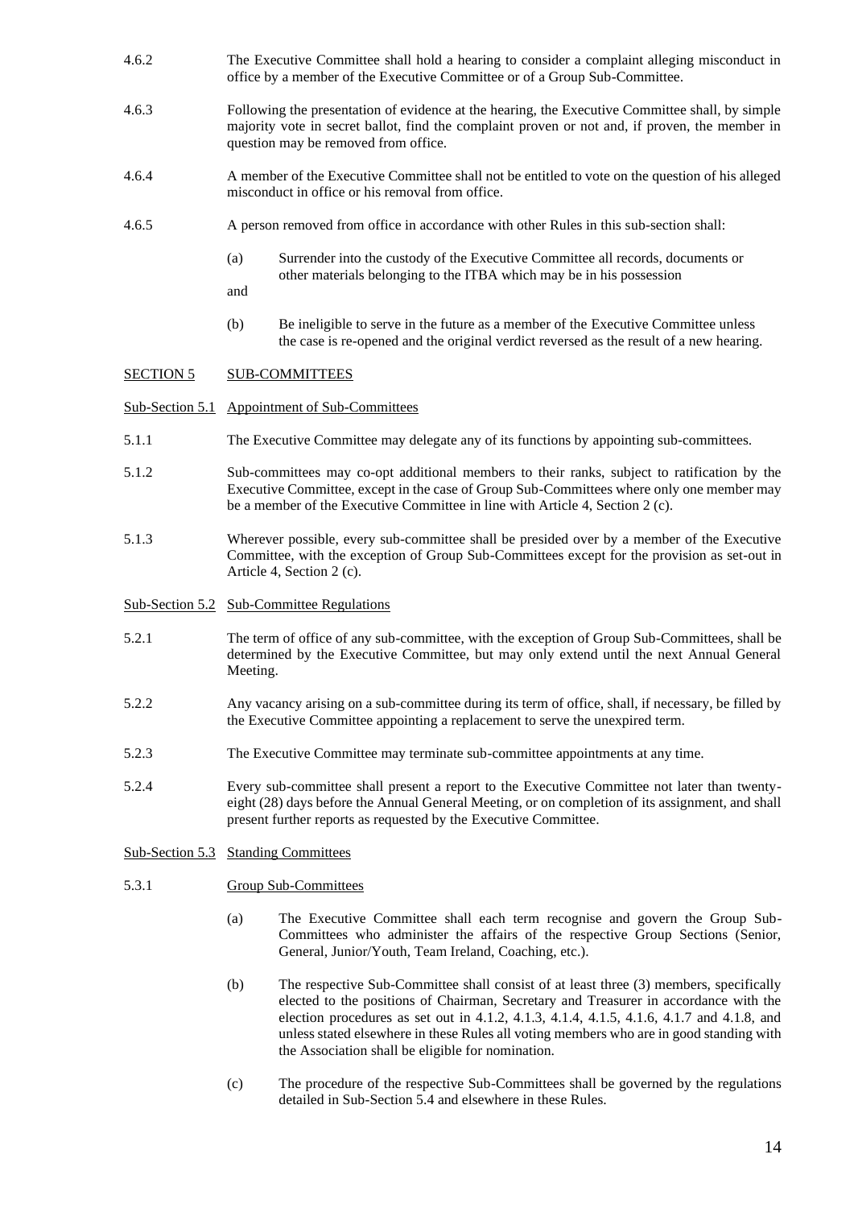4.6.2 The Executive Committee shall hold a hearing to consider a complaint alleging misconduct in office by a member of the Executive Committee or of a Group Sub-Committee.

4.6.3 Following the presentation of evidence at the hearing, the Executive Committee shall, by simple majority vote in secret ballot, find the complaint proven or not and, if proven, the member in question may be removed from office.

4.6.4 A member of the Executive Committee shall not be entitled to vote on the question of his alleged misconduct in office or his removal from office.

4.6.5 A person removed from office in accordance with other Rules in this sub-section shall:

(a) Surrender into the custody of the Executive Committee all records, documents or other materials belonging to the ITBA which may be in his possession

and

(b) Be ineligible to serve in the future as a member of the Executive Committee unless the case is re-opened and the original verdict reversed as the result of a new hearing.

## SECTION 5 SUB-COMMITTEES

### Sub-Section 5.1 Appointment of Sub-Committees

5.1.1 The Executive Committee may delegate any of its functions by appointing sub-committees.

5.1.2 Sub-committees may co-opt additional members to their ranks, subject to ratification by the Executive Committee, except in the case of Group Sub-Committees where only one member may be a member of the Executive Committee in line with Article 4, Section 2 (c).

5.1.3 Wherever possible, every sub-committee shall be presided over by a member of the Executive Committee, with the exception of Group Sub-Committees except for the provision as set-out in Article 4, Section 2 (c).

### Sub-Section 5.2 Sub-Committee Regulations

5.2.1 The term of office of any sub-committee, with the exception of Group Sub-Committees, shall be determined by the Executive Committee, but may only extend until the next Annual General Meeting.

5.2.2 Any vacancy arising on a sub-committee during its term of office, shall, if necessary, be filled by the Executive Committee appointing a replacement to serve the unexpired term.

5.2.3 The Executive Committee may terminate sub-committee appointments at any time.

5.2.4 Every sub-committee shall present a report to the Executive Committee not later than twenty-eight (28) days before the Annual General Meeting, or on completion of its assignment, and shall present further reports as requested by the Executive Committee.

### Sub-Section 5.3 Standing Committees

5.3.1 Group Sub-Committees

(a) The Executive Committee shall each term recognise and govern the Group Sub-Committees who administer the affairs of the respective Group Sections (Senior, General, Junior/Youth, Team Ireland, Coaching, etc.).

(b) The respective Sub-Committee shall consist of at least three (3) members, specifically elected to the positions of Chairman, Secretary and Treasurer in accordance with the election procedures as set out in 4.1.2, 4.1.3, 4.1.4, 4.1.5, 4.1.6, 4.1.7 and 4.1.8, and unless stated elsewhere in these Rules all voting members who are in good standing with the Association shall be eligible for nomination.

(c) The procedure of the respective Sub-Committees shall be governed by the regulations detailed in Sub-Section 5.4 and elsewhere in these Rules.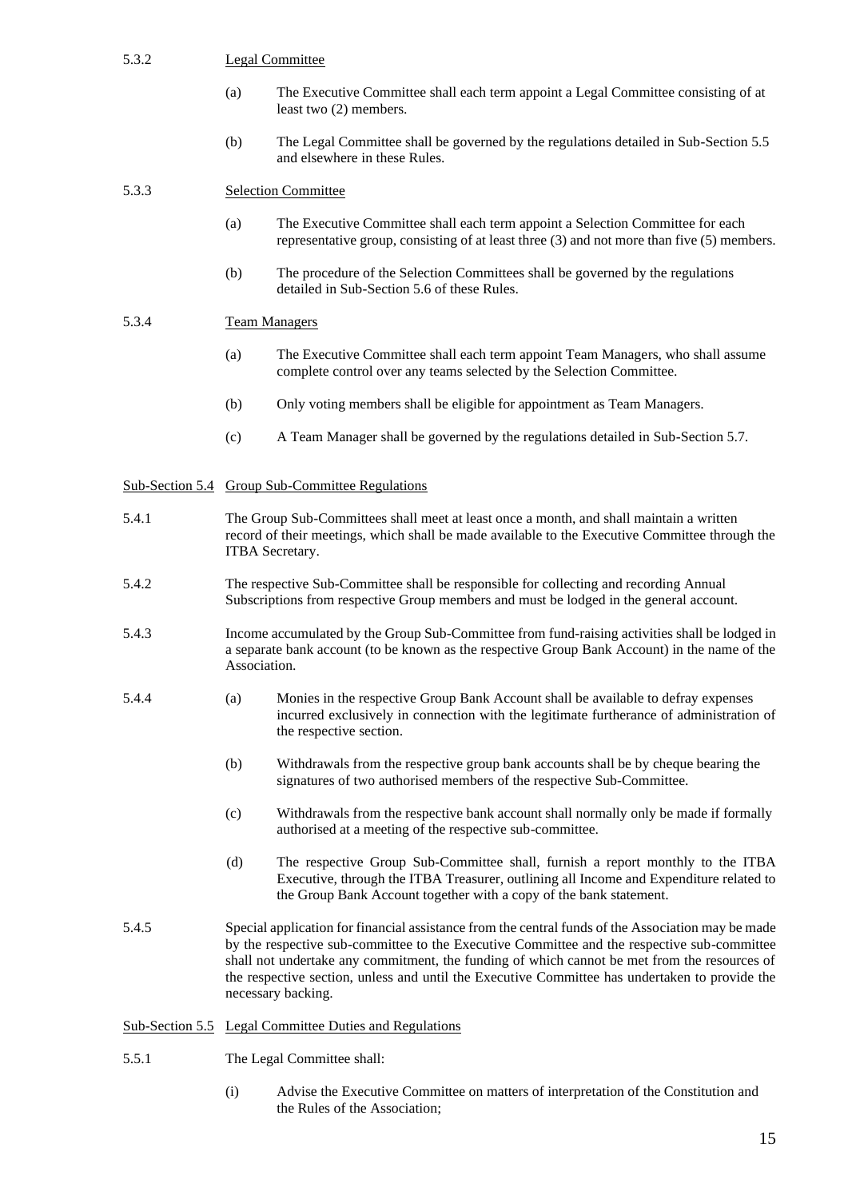5.3.2 Legal Committee

(a) The Executive Committee shall each term appoint a Legal Committee consisting of at least two (2) members.

(b) The Legal Committee shall be governed by the regulations detailed in Sub-Section 5.5 and elsewhere in these Rules.

5.3.3 Selection Committee

(a) The Executive Committee shall each term appoint a Selection Committee for each representative group, consisting of at least three (3) and not more than five (5) members.

(b) The procedure of the Selection Committees shall be governed by the regulations detailed in Sub-Section 5.6 of these Rules.

5.3.4 Team Managers

(a) The Executive Committee shall each term appoint Team Managers, who shall assume complete control over any teams selected by the Selection Committee.

(b) Only voting members shall be eligible for appointment as Team Managers.

(c) A Team Manager shall be governed by the regulations detailed in Sub-Section 5.7.

## Sub-Section 5.4 Group Sub-Committee Regulations

5.4.1 The Group Sub-Committees shall meet at least once a month, and shall maintain a written record of their meetings, which shall be made available to the Executive Committee through the ITBA Secretary.

5.4.2 The respective Sub-Committee shall be responsible for collecting and recording Annual Subscriptions from respective Group members and must be lodged in the general account.

5.4.3 Income accumulated by the Group Sub-Committee from fund-raising activities shall be lodged in a separate bank account (to be known as the respective Group Bank Account) in the name of the Association.

5.4.4 (a) Monies in the respective Group Bank Account shall be available to defray expenses incurred exclusively in connection with the legitimate furtherance of administration of the respective section.

(b) Withdrawals from the respective group bank accounts shall be by cheque bearing the signatures of two authorised members of the respective Sub-Committee.

(c) Withdrawals from the respective bank account shall normally only be made if formally authorised at a meeting of the respective sub-committee.

(d) The respective Group Sub-Committee shall, furnish a report monthly to the ITBA Executive, through the ITBA Treasurer, outlining all Income and Expenditure related to the Group Bank Account together with a copy of the bank statement.

5.4.5 Special application for financial assistance from the central funds of the Association may be made by the respective sub-committee to the Executive Committee and the respective sub-committee shall not undertake any commitment, the funding of which cannot be met from the resources of the respective section, unless and until the Executive Committee has undertaken to provide the necessary backing.

## Sub-Section 5.5 Legal Committee Duties and Regulations

5.5.1 The Legal Committee shall:

(i) Advise the Executive Committee on matters of interpretation of the Constitution and the Rules of the Association;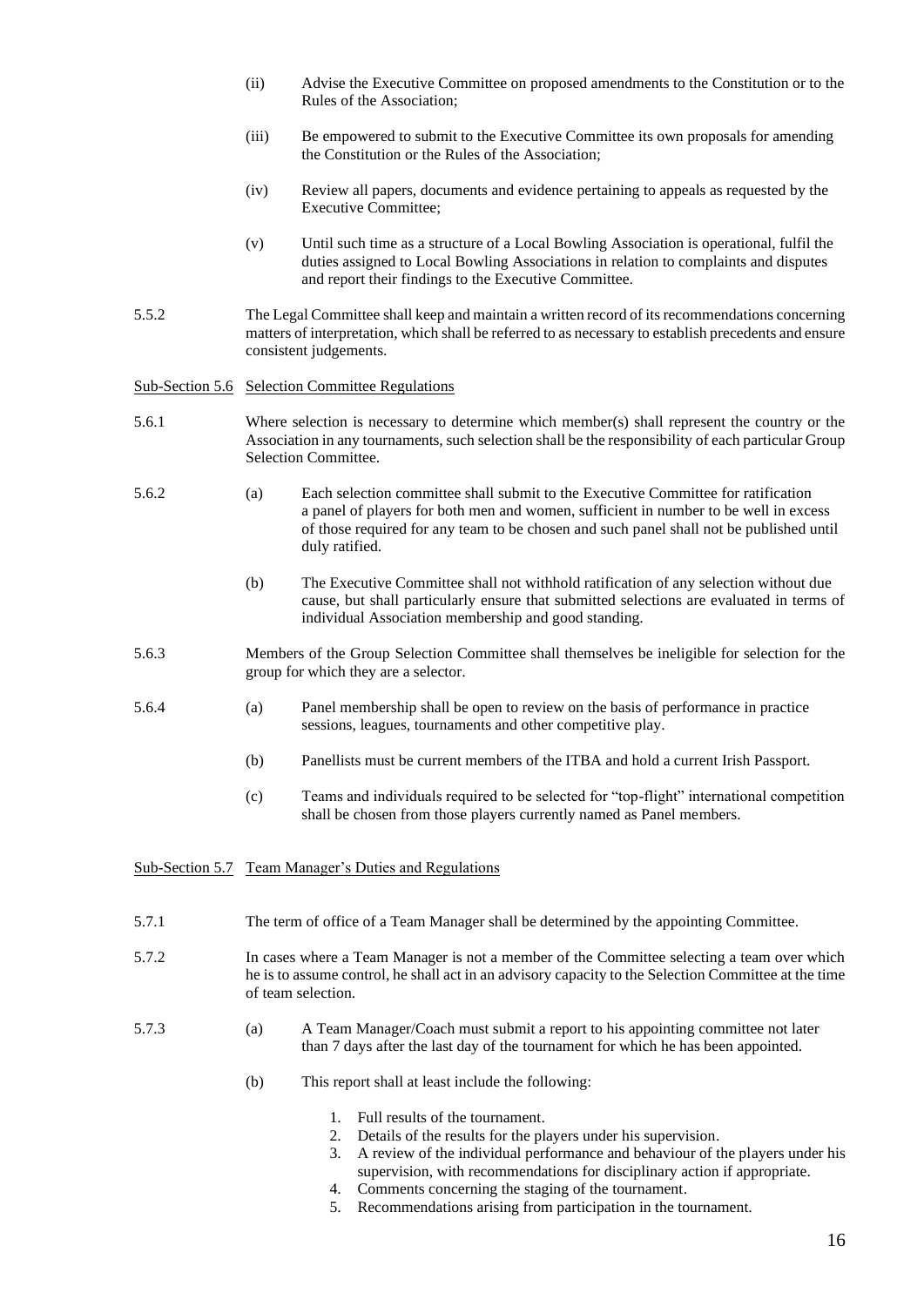(ii) Advise the Executive Committee on proposed amendments to the Constitution or to the Rules of the Association;

(iii) Be empowered to submit to the Executive Committee its own proposals for amending the Constitution or the Rules of the Association;

(iv) Review all papers, documents and evidence pertaining to appeals as requested by the Executive Committee;

(v) Until such time as a structure of a Local Bowling Association is operational, fulfil the duties assigned to Local Bowling Associations in relation to complaints and disputes and report their findings to the Executive Committee.

5.5.2 The Legal Committee shall keep and maintain a written record of its recommendations concerning matters of interpretation, which shall be referred to as necessary to establish precedents and ensure consistent judgements.

Sub-Section 5.6 Selection Committee Regulations

5.6.1 Where selection is necessary to determine which member(s) shall represent the country or the Association in any tournaments, such selection shall be the responsibility of each particular Group Selection Committee.

5.6.2 (a) Each selection committee shall submit to the Executive Committee for ratification a panel of players for both men and women, sufficient in number to be well in excess of those required for any team to be chosen and such panel shall not be published until duly ratified.

(b) The Executive Committee shall not withhold ratification of any selection without due cause, but shall particularly ensure that submitted selections are evaluated in terms of individual Association membership and good standing.

5.6.3 Members of the Group Selection Committee shall themselves be ineligible for selection for the group for which they are a selector.

5.6.4 (a) Panel membership shall be open to review on the basis of performance in practice sessions, leagues, tournaments and other competitive play.

(b) Panellists must be current members of the ITBA and hold a current Irish Passport.

(c) Teams and individuals required to be selected for "top-flight" international competition shall be chosen from those players currently named as Panel members.

Sub-Section 5.7 Team Manager's Duties and Regulations

5.7.1 The term of office of a Team Manager shall be determined by the appointing Committee.

5.7.2 In cases where a Team Manager is not a member of the Committee selecting a team over which he is to assume control, he shall act in an advisory capacity to the Selection Committee at the time of team selection.

5.7.3 (a) A Team Manager/Coach must submit a report to his appointing committee not later than 7 days after the last day of the tournament for which he has been appointed.

(b) This report shall at least include the following:

1. Full results of the tournament.
2. Details of the results for the players under his supervision.
3. A review of the individual performance and behaviour of the players under his supervision, with recommendations for disciplinary action if appropriate.
4. Comments concerning the staging of the tournament.
5. Recommendations arising from participation in the tournament.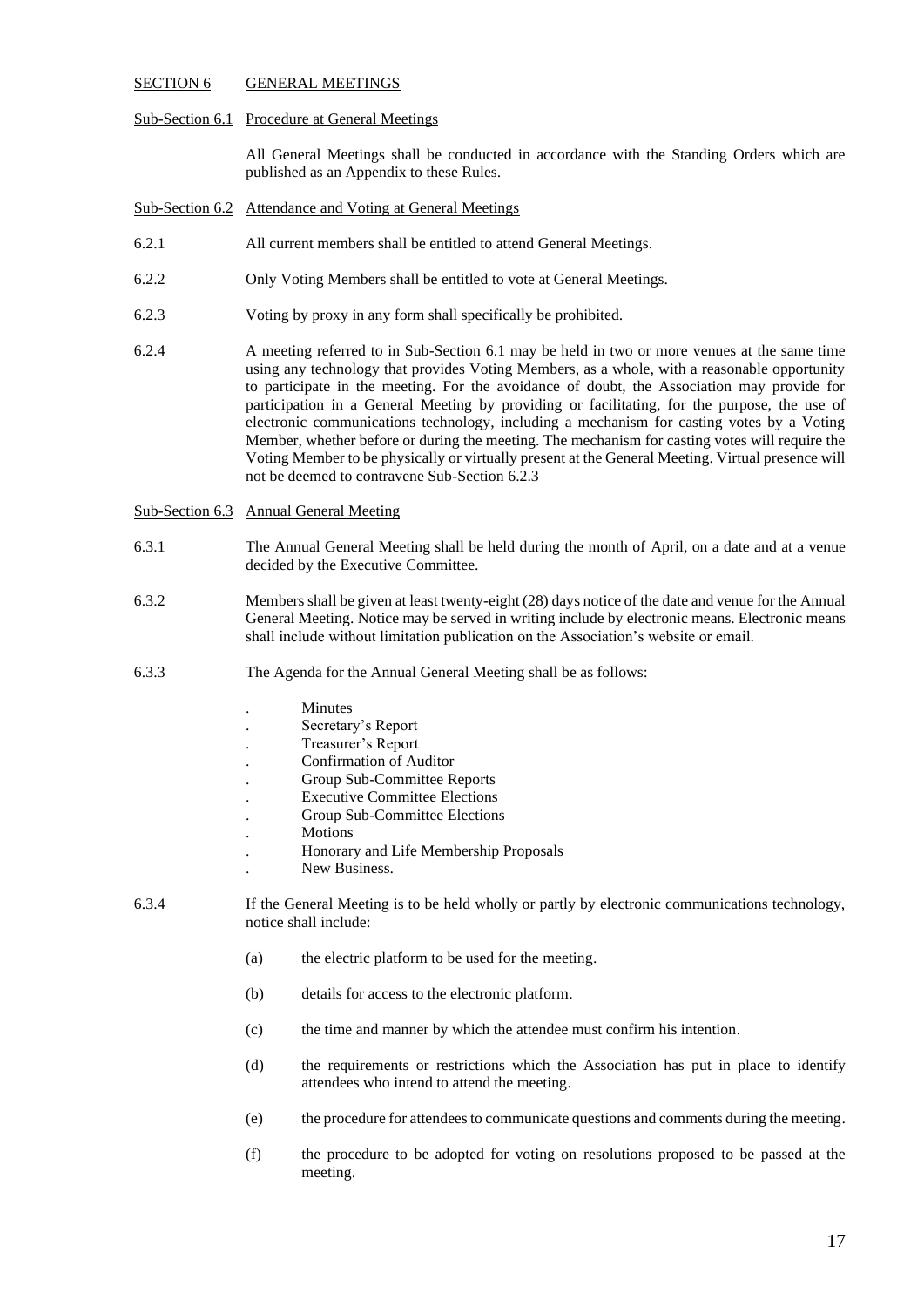## SECTION 6 GENERAL MEETINGS

### Sub-Section 6.1 Procedure at General Meetings

All General Meetings shall be conducted in accordance with the Standing Orders which are published as an Appendix to these Rules.

### Sub-Section 6.2 Attendance and Voting at General Meetings

6.2.1 All current members shall be entitled to attend General Meetings.

6.2.2 Only Voting Members shall be entitled to vote at General Meetings.

6.2.3 Voting by proxy in any form shall specifically be prohibited.

6.2.4 A meeting referred to in Sub-Section 6.1 may be held in two or more venues at the same time using any technology that provides Voting Members, as a whole, with a reasonable opportunity to participate in the meeting. For the avoidance of doubt, the Association may provide for participation in a General Meeting by providing or facilitating, for the purpose, the use of electronic communications technology, including a mechanism for casting votes by a Voting Member, whether before or during the meeting. The mechanism for casting votes will require the Voting Member to be physically or virtually present at the General Meeting. Virtual presence will not be deemed to contravene Sub-Section 6.2.3

### Sub-Section 6.3 Annual General Meeting

6.3.1 The Annual General Meeting shall be held during the month of April, on a date and at a venue decided by the Executive Committee.

6.3.2 Members shall be given at least twenty-eight (28) days notice of the date and venue for the Annual General Meeting. Notice may be served in writing include by electronic means. Electronic means shall include without limitation publication on the Association's website or email.

6.3.3 The Agenda for the Annual General Meeting shall be as follows:

- Minutes
- Secretary's Report
- Treasurer's Report
- Confirmation of Auditor
- Group Sub-Committee Reports
- Executive Committee Elections
- Group Sub-Committee Elections
- Motions
- Honorary and Life Membership Proposals
- New Business.

6.3.4 If the General Meeting is to be held wholly or partly by electronic communications technology, notice shall include:

(a) the electric platform to be used for the meeting.

(b) details for access to the electronic platform.

(c) the time and manner by which the attendee must confirm his intention.

(d) the requirements or restrictions which the Association has put in place to identify attendees who intend to attend the meeting.

(e) the procedure for attendees to communicate questions and comments during the meeting.

(f) the procedure to be adopted for voting on resolutions proposed to be passed at the meeting.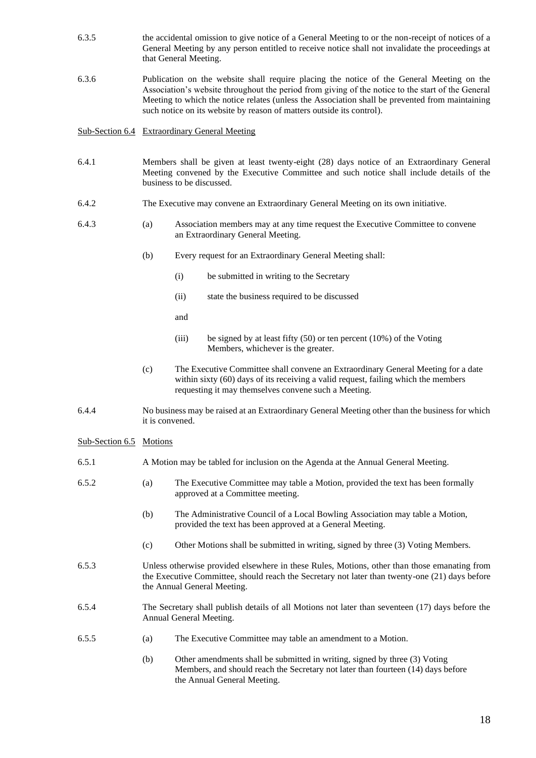6.3.5 the accidental omission to give notice of a General Meeting to or the non-receipt of notices of a General Meeting by any person entitled to receive notice shall not invalidate the proceedings at that General Meeting.

6.3.6 Publication on the website shall require placing the notice of the General Meeting on the Association's website throughout the period from giving of the notice to the start of the General Meeting to which the notice relates (unless the Association shall be prevented from maintaining such notice on its website by reason of matters outside its control).

Sub-Section 6.4 Extraordinary General Meeting

6.4.1 Members shall be given at least twenty-eight (28) days notice of an Extraordinary General Meeting convened by the Executive Committee and such notice shall include details of the business to be discussed.

6.4.2 The Executive may convene an Extraordinary General Meeting on its own initiative.

6.4.3 (a) Association members may at any time request the Executive Committee to convene an Extraordinary General Meeting.

(b) Every request for an Extraordinary General Meeting shall:

(i) be submitted in writing to the Secretary

(ii) state the business required to be discussed

and

(iii) be signed by at least fifty (50) or ten percent (10%) of the Voting Members, whichever is the greater.

(c) The Executive Committee shall convene an Extraordinary General Meeting for a date within sixty (60) days of its receiving a valid request, failing which the members requesting it may themselves convene such a Meeting.

6.4.4 No business may be raised at an Extraordinary General Meeting other than the business for which it is convened.

Sub-Section 6.5 Motions

6.5.1 A Motion may be tabled for inclusion on the Agenda at the Annual General Meeting.

6.5.2 (a) The Executive Committee may table a Motion, provided the text has been formally approved at a Committee meeting.

(b) The Administrative Council of a Local Bowling Association may table a Motion, provided the text has been approved at a General Meeting.

(c) Other Motions shall be submitted in writing, signed by three (3) Voting Members.

6.5.3 Unless otherwise provided elsewhere in these Rules, Motions, other than those emanating from the Executive Committee, should reach the Secretary not later than twenty-one (21) days before the Annual General Meeting.

6.5.4 The Secretary shall publish details of all Motions not later than seventeen (17) days before the Annual General Meeting.

6.5.5 (a) The Executive Committee may table an amendment to a Motion.

(b) Other amendments shall be submitted in writing, signed by three (3) Voting Members, and should reach the Secretary not later than fourteen (14) days before the Annual General Meeting.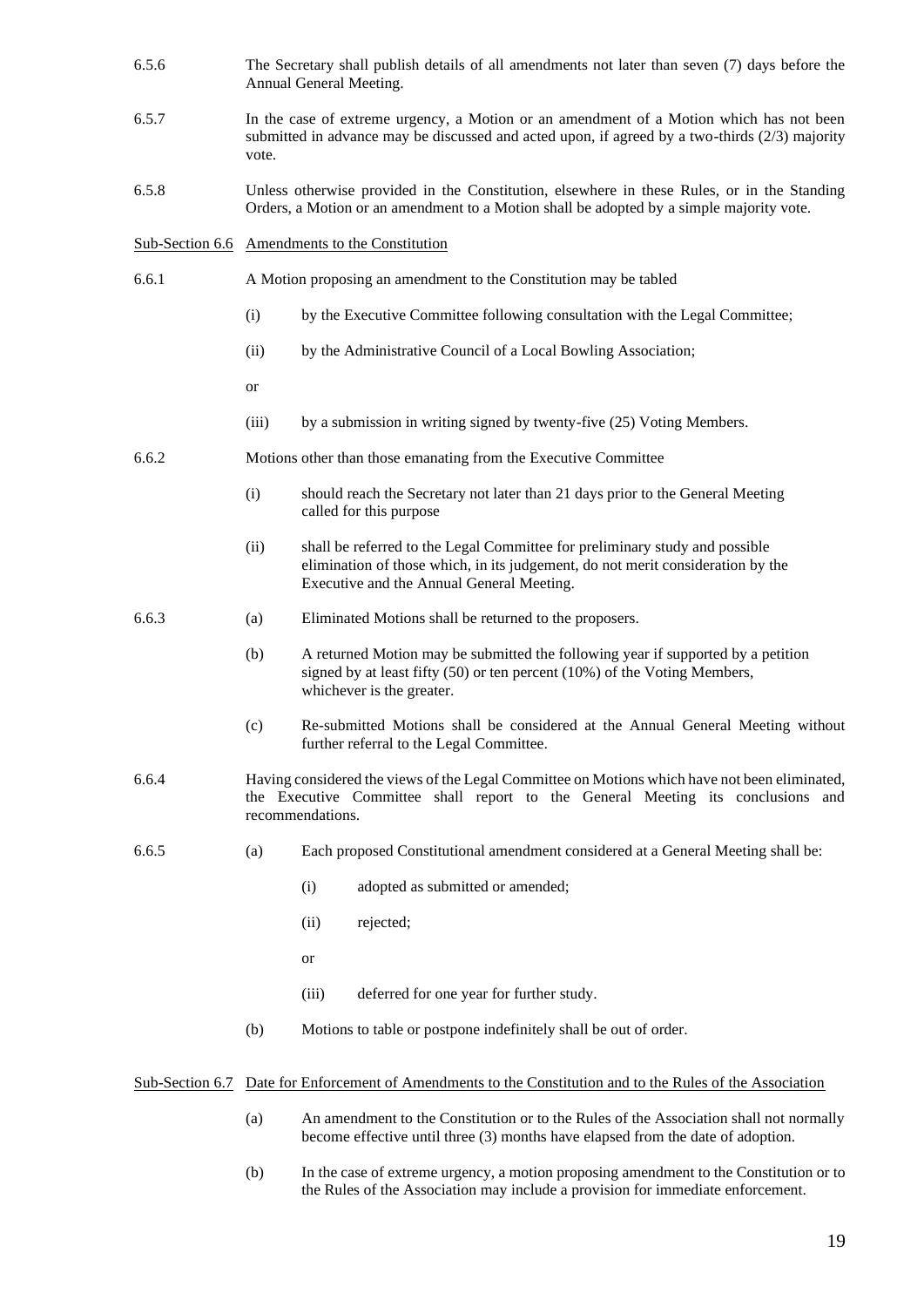6.5.6 The Secretary shall publish details of all amendments not later than seven (7) days before the Annual General Meeting.

6.5.7 In the case of extreme urgency, a Motion or an amendment of a Motion which has not been submitted in advance may be discussed and acted upon, if agreed by a two-thirds (2/3) majority vote.

6.5.8 Unless otherwise provided in the Constitution, elsewhere in these Rules, or in the Standing Orders, a Motion or an amendment to a Motion shall be adopted by a simple majority vote.

## Sub-Section 6.6 Amendments to the Constitution

6.6.1 A Motion proposing an amendment to the Constitution may be tabled

- (i) by the Executive Committee following consultation with the Legal Committee;
- (ii) by the Administrative Council of a Local Bowling Association;

  or

- (iii) by a submission in writing signed by twenty-five (25) Voting Members.

6.6.2 Motions other than those emanating from the Executive Committee

- (i) should reach the Secretary not later than 21 days prior to the General Meeting called for this purpose
- (ii) shall be referred to the Legal Committee for preliminary study and possible elimination of those which, in its judgement, do not merit consideration by the Executive and the Annual General Meeting.

6.6.3

- (a) Eliminated Motions shall be returned to the proposers.
- (b) A returned Motion may be submitted the following year if supported by a petition signed by at least fifty (50) or ten percent (10%) of the Voting Members, whichever is the greater.
- (c) Re-submitted Motions shall be considered at the Annual General Meeting without further referral to the Legal Committee.

6.6.4 Having considered the views of the Legal Committee on Motions which have not been eliminated, the Executive Committee shall report to the General Meeting its conclusions and recommendations.

6.6.5

- (a) Each proposed Constitutional amendment considered at a General Meeting shall be:
  - (i) adopted as submitted or amended;
  - (ii) rejected;

    or

  - (iii) deferred for one year for further study.
- (b) Motions to table or postpone indefinitely shall be out of order.

## Sub-Section 6.7 Date for Enforcement of Amendments to the Constitution and to the Rules of the Association

- (a) An amendment to the Constitution or to the Rules of the Association shall not normally become effective until three (3) months have elapsed from the date of adoption.
- (b) In the case of extreme urgency, a motion proposing amendment to the Constitution or to the Rules of the Association may include a provision for immediate enforcement.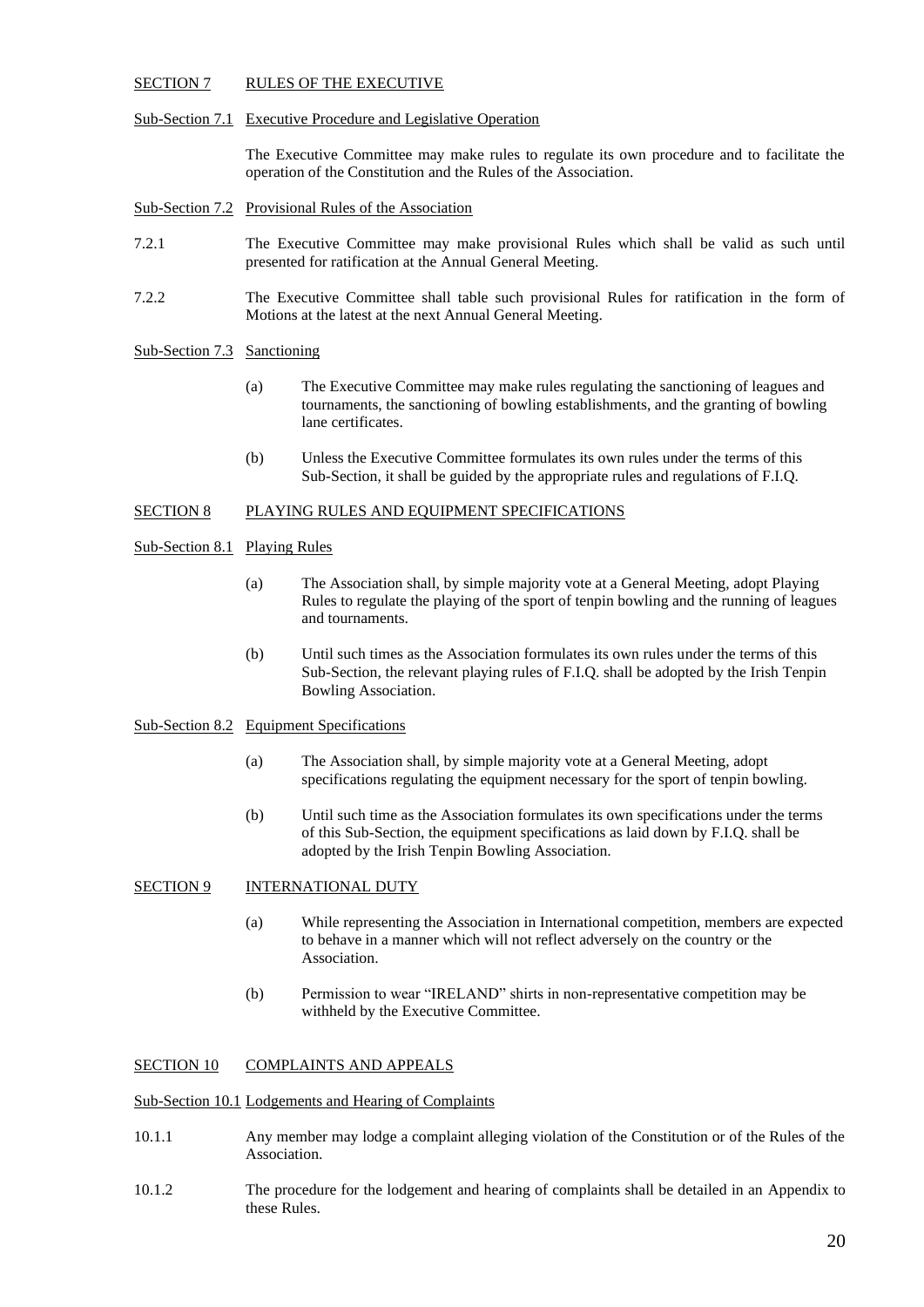## SECTION 7 RULES OF THE EXECUTIVE

### Sub-Section 7.1 Executive Procedure and Legislative Operation

The Executive Committee may make rules to regulate its own procedure and to facilitate the operation of the Constitution and the Rules of the Association.

### Sub-Section 7.2 Provisional Rules of the Association

7.2.1 The Executive Committee may make provisional Rules which shall be valid as such until presented for ratification at the Annual General Meeting.

7.2.2 The Executive Committee shall table such provisional Rules for ratification in the form of Motions at the latest at the next Annual General Meeting.

### Sub-Section 7.3 Sanctioning

(a) The Executive Committee may make rules regulating the sanctioning of leagues and tournaments, the sanctioning of bowling establishments, and the granting of bowling lane certificates.

(b) Unless the Executive Committee formulates its own rules under the terms of this Sub-Section, it shall be guided by the appropriate rules and regulations of F.I.Q.

## SECTION 8 PLAYING RULES AND EQUIPMENT SPECIFICATIONS

### Sub-Section 8.1 Playing Rules

(a) The Association shall, by simple majority vote at a General Meeting, adopt Playing Rules to regulate the playing of the sport of tenpin bowling and the running of leagues and tournaments.

(b) Until such times as the Association formulates its own rules under the terms of this Sub-Section, the relevant playing rules of F.I.Q. shall be adopted by the Irish Tenpin Bowling Association.

### Sub-Section 8.2 Equipment Specifications

(a) The Association shall, by simple majority vote at a General Meeting, adopt specifications regulating the equipment necessary for the sport of tenpin bowling.

(b) Until such time as the Association formulates its own specifications under the terms of this Sub-Section, the equipment specifications as laid down by F.I.Q. shall be adopted by the Irish Tenpin Bowling Association.

## SECTION 9 INTERNATIONAL DUTY

(a) While representing the Association in International competition, members are expected to behave in a manner which will not reflect adversely on the country or the Association.

(b) Permission to wear "IRELAND" shirts in non-representative competition may be withheld by the Executive Committee.

## SECTION 10 COMPLAINTS AND APPEALS

### Sub-Section 10.1 Lodgements and Hearing of Complaints

10.1.1 Any member may lodge a complaint alleging violation of the Constitution or of the Rules of the Association.

10.1.2 The procedure for the lodgement and hearing of complaints shall be detailed in an Appendix to these Rules.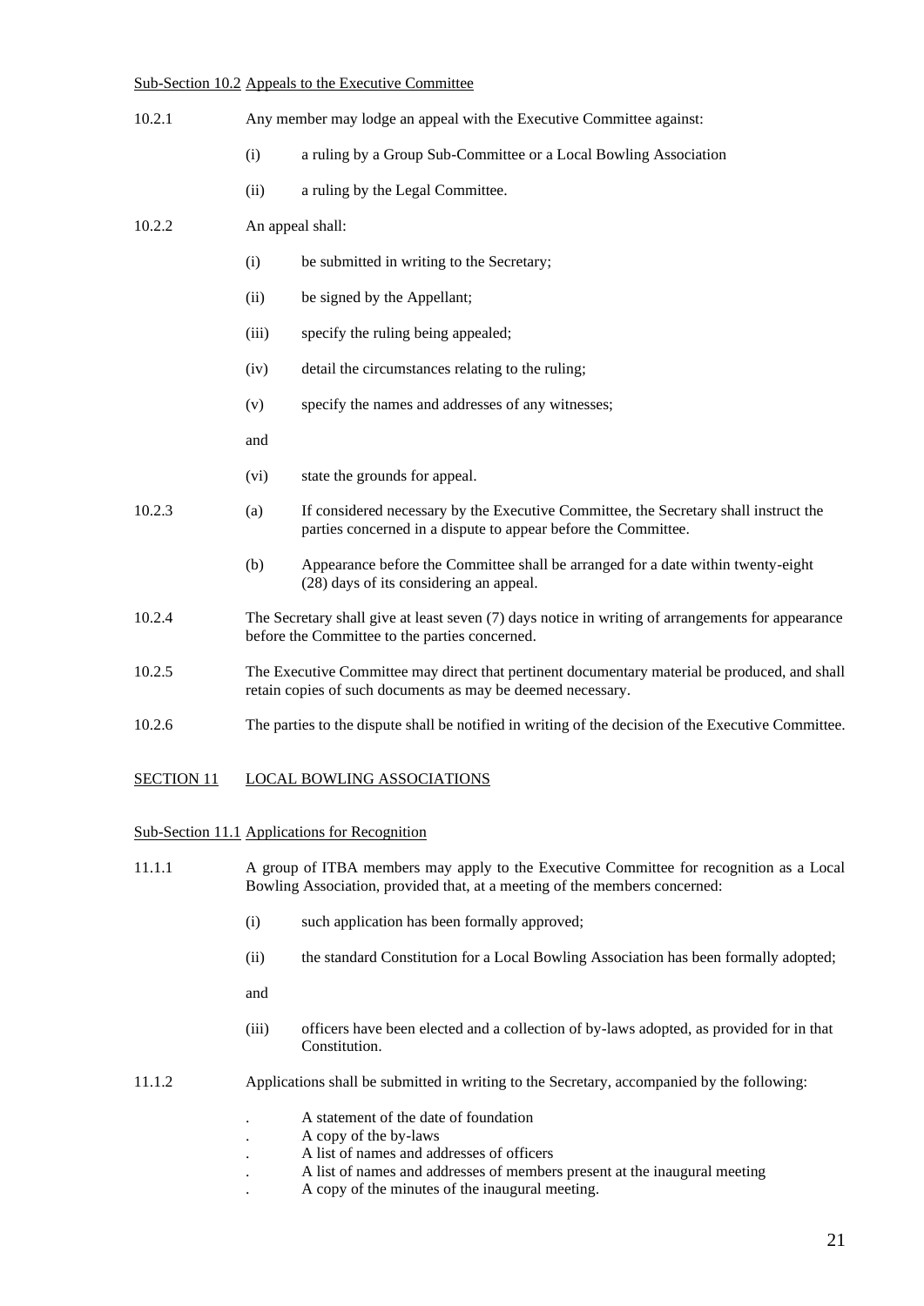Sub-Section 10.2 Appeals to the Executive Committee

10.2.1 Any member may lodge an appeal with the Executive Committee against:

- (i) a ruling by a Group Sub-Committee or a Local Bowling Association
- (ii) a ruling by the Legal Committee.

10.2.2 An appeal shall:

- (i) be submitted in writing to the Secretary;
- (ii) be signed by the Appellant;
- (iii) specify the ruling being appealed;
- (iv) detail the circumstances relating to the ruling;
- (v) specify the names and addresses of any witnesses;

  and

- (vi) state the grounds for appeal.

10.2.3

- (a) If considered necessary by the Executive Committee, the Secretary shall instruct the parties concerned in a dispute to appear before the Committee.
- (b) Appearance before the Committee shall be arranged for a date within twenty-eight (28) days of its considering an appeal.

10.2.4 The Secretary shall give at least seven (7) days notice in writing of arrangements for appearance before the Committee to the parties concerned.

10.2.5 The Executive Committee may direct that pertinent documentary material be produced, and shall retain copies of such documents as may be deemed necessary.

10.2.6 The parties to the dispute shall be notified in writing of the decision of the Executive Committee.

## SECTION 11 LOCAL BOWLING ASSOCIATIONS

Sub-Section 11.1 Applications for Recognition

11.1.1 A group of ITBA members may apply to the Executive Committee for recognition as a Local Bowling Association, provided that, at a meeting of the members concerned:

- (i) such application has been formally approved;
- (ii) the standard Constitution for a Local Bowling Association has been formally adopted;

  and

- (iii) officers have been elected and a collection of by-laws adopted, as provided for in that Constitution.

11.1.2 Applications shall be submitted in writing to the Secretary, accompanied by the following:

- A statement of the date of foundation
- A copy of the by-laws
- A list of names and addresses of officers
- A list of names and addresses of members present at the inaugural meeting
- A copy of the minutes of the inaugural meeting.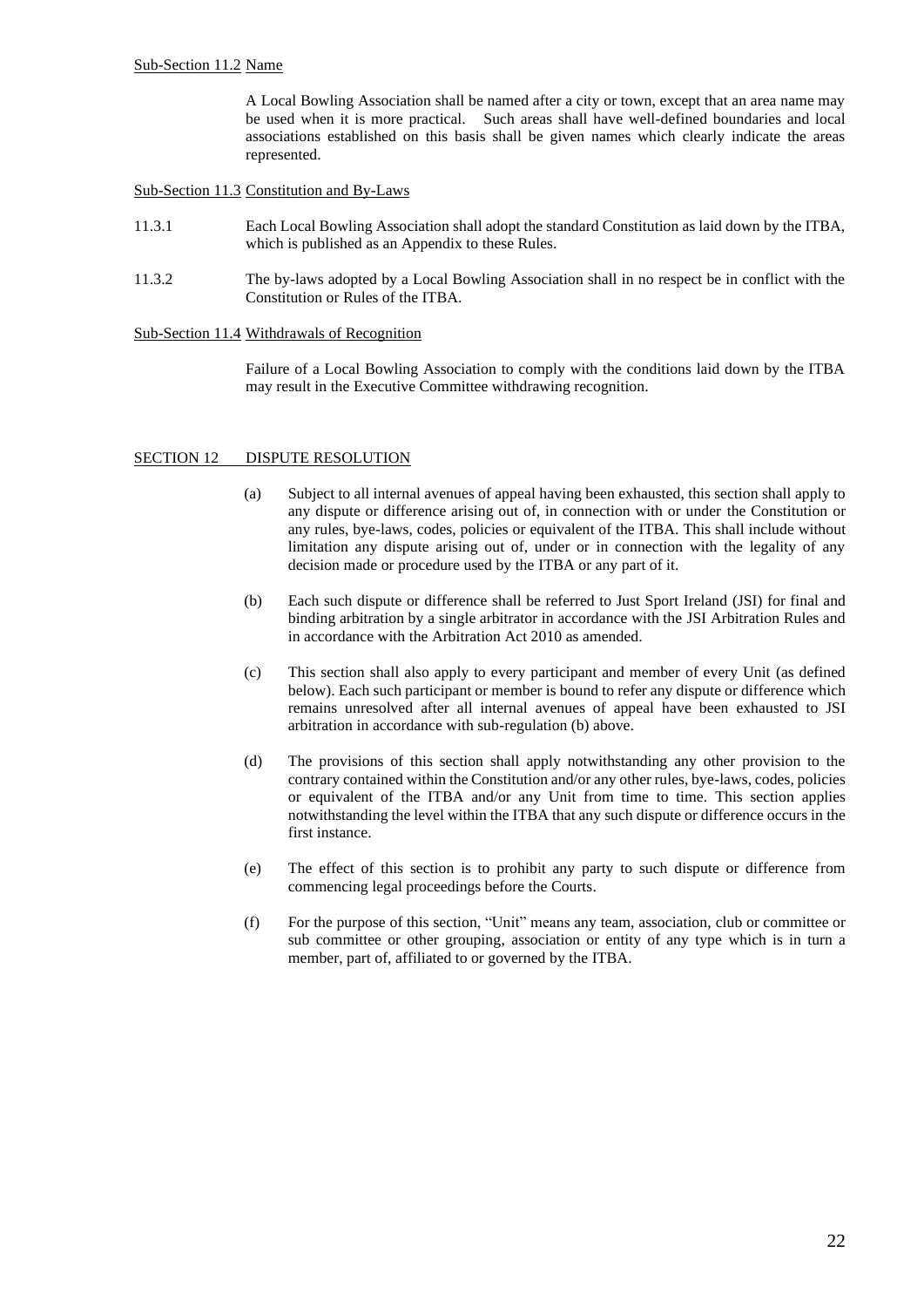Sub-Section 11.2 Name

A Local Bowling Association shall be named after a city or town, except that an area name may be used when it is more practical. Such areas shall have well-defined boundaries and local associations established on this basis shall be given names which clearly indicate the areas represented.

Sub-Section 11.3 Constitution and By-Laws

11.3.1 Each Local Bowling Association shall adopt the standard Constitution as laid down by the ITBA, which is published as an Appendix to these Rules.

11.3.2 The by-laws adopted by a Local Bowling Association shall in no respect be in conflict with the Constitution or Rules of the ITBA.

Sub-Section 11.4 Withdrawals of Recognition

Failure of a Local Bowling Association to comply with the conditions laid down by the ITBA may result in the Executive Committee withdrawing recognition.

## SECTION 12 DISPUTE RESOLUTION

(a) Subject to all internal avenues of appeal having been exhausted, this section shall apply to any dispute or difference arising out of, in connection with or under the Constitution or any rules, bye-laws, codes, policies or equivalent of the ITBA. This shall include without limitation any dispute arising out of, under or in connection with the legality of any decision made or procedure used by the ITBA or any part of it.

(b) Each such dispute or difference shall be referred to Just Sport Ireland (JSI) for final and binding arbitration by a single arbitrator in accordance with the JSI Arbitration Rules and in accordance with the Arbitration Act 2010 as amended.

(c) This section shall also apply to every participant and member of every Unit (as defined below). Each such participant or member is bound to refer any dispute or difference which remains unresolved after all internal avenues of appeal have been exhausted to JSI arbitration in accordance with sub-regulation (b) above.

(d) The provisions of this section shall apply notwithstanding any other provision to the contrary contained within the Constitution and/or any other rules, bye-laws, codes, policies or equivalent of the ITBA and/or any Unit from time to time. This section applies notwithstanding the level within the ITBA that any such dispute or difference occurs in the first instance.

(e) The effect of this section is to prohibit any party to such dispute or difference from commencing legal proceedings before the Courts.

(f) For the purpose of this section, "Unit" means any team, association, club or committee or sub committee or other grouping, association or entity of any type which is in turn a member, part of, affiliated to or governed by the ITBA.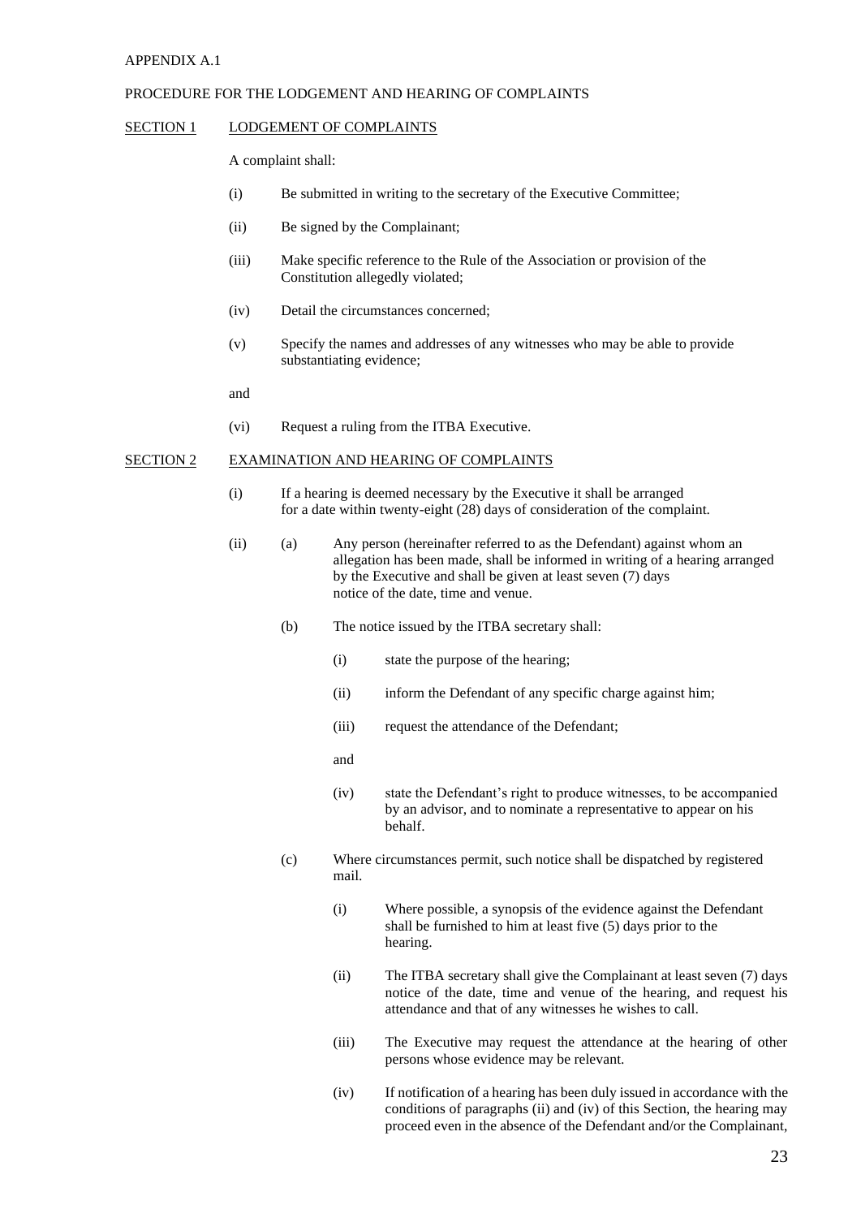APPENDIX A.1

PROCEDURE FOR THE LODGEMENT AND HEARING OF COMPLAINTS

SECTION 1 LODGEMENT OF COMPLAINTS

A complaint shall:

(i) Be submitted in writing to the secretary of the Executive Committee;

(ii) Be signed by the Complainant;

(iii) Make specific reference to the Rule of the Association or provision of the Constitution allegedly violated;

(iv) Detail the circumstances concerned;

(v) Specify the names and addresses of any witnesses who may be able to provide substantiating evidence;

and

(vi) Request a ruling from the ITBA Executive.

SECTION 2 EXAMINATION AND HEARING OF COMPLAINTS

(i) If a hearing is deemed necessary by the Executive it shall be arranged for a date within twenty-eight (28) days of consideration of the complaint.

(ii) (a) Any person (hereinafter referred to as the Defendant) against whom an allegation has been made, shall be informed in writing of a hearing arranged by the Executive and shall be given at least seven (7) days notice of the date, time and venue.

(b) The notice issued by the ITBA secretary shall:

(i) state the purpose of the hearing;

(ii) inform the Defendant of any specific charge against him;

(iii) request the attendance of the Defendant;

and

(iv) state the Defendant's right to produce witnesses, to be accompanied by an advisor, and to nominate a representative to appear on his behalf.

(c) Where circumstances permit, such notice shall be dispatched by registered mail.

(i) Where possible, a synopsis of the evidence against the Defendant shall be furnished to him at least five (5) days prior to the hearing.

(ii) The ITBA secretary shall give the Complainant at least seven (7) days notice of the date, time and venue of the hearing, and request his attendance and that of any witnesses he wishes to call.

(iii) The Executive may request the attendance at the hearing of other persons whose evidence may be relevant.

(iv) If notification of a hearing has been duly issued in accordance with the conditions of paragraphs (ii) and (iv) of this Section, the hearing may proceed even in the absence of the Defendant and/or the Complainant,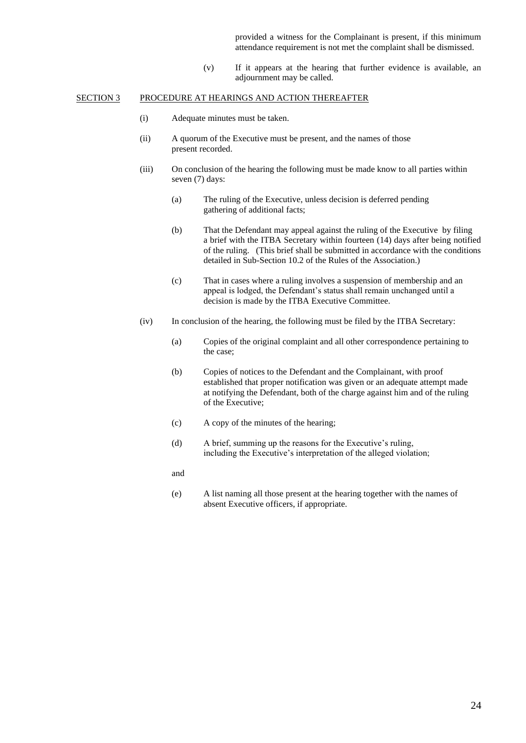provided a witness for the Complainant is present, if this minimum attendance requirement is not met the complaint shall be dismissed.

(v) If it appears at the hearing that further evidence is available, an adjournment may be called.

SECTION 3 PROCEDURE AT HEARINGS AND ACTION THEREAFTER

(i) Adequate minutes must be taken.

(ii) A quorum of the Executive must be present, and the names of those present recorded.

(iii) On conclusion of the hearing the following must be made know to all parties within seven (7) days:

(a) The ruling of the Executive, unless decision is deferred pending gathering of additional facts;

(b) That the Defendant may appeal against the ruling of the Executive by filing a brief with the ITBA Secretary within fourteen (14) days after being notified of the ruling. (This brief shall be submitted in accordance with the conditions detailed in Sub-Section 10.2 of the Rules of the Association.)

(c) That in cases where a ruling involves a suspension of membership and an appeal is lodged, the Defendant's status shall remain unchanged until a decision is made by the ITBA Executive Committee.

(iv) In conclusion of the hearing, the following must be filed by the ITBA Secretary:

(a) Copies of the original complaint and all other correspondence pertaining to the case;

(b) Copies of notices to the Defendant and the Complainant, with proof established that proper notification was given or an adequate attempt made at notifying the Defendant, both of the charge against him and of the ruling of the Executive;

(c) A copy of the minutes of the hearing;

(d) A brief, summing up the reasons for the Executive's ruling, including the Executive's interpretation of the alleged violation;

and

(e) A list naming all those present at the hearing together with the names of absent Executive officers, if appropriate.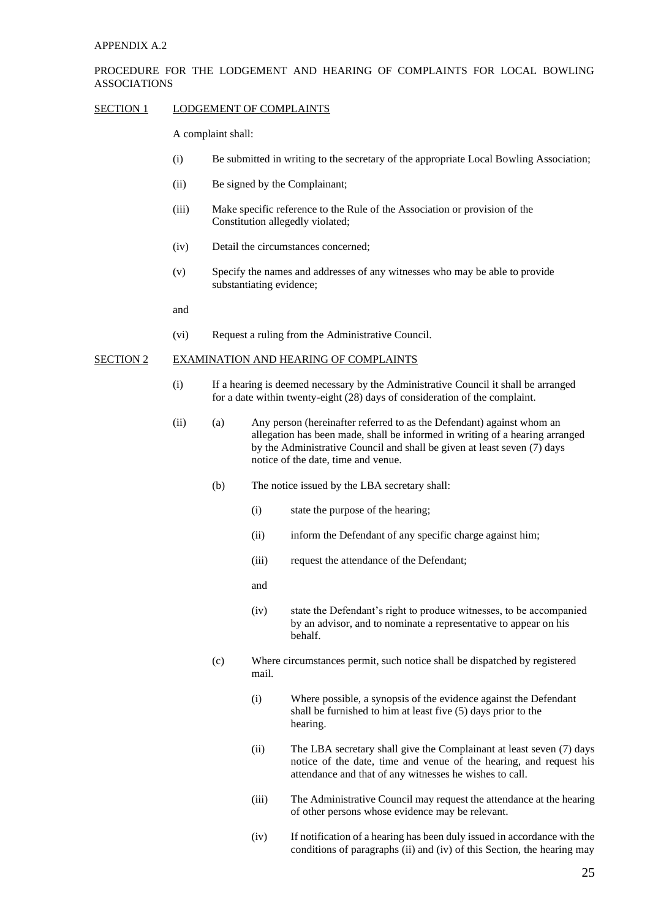APPENDIX A.2

PROCEDURE FOR THE LODGEMENT AND HEARING OF COMPLAINTS FOR LOCAL BOWLING ASSOCIATIONS

SECTION 1 LODGEMENT OF COMPLAINTS

A complaint shall:

(i) Be submitted in writing to the secretary of the appropriate Local Bowling Association;

(ii) Be signed by the Complainant;

(iii) Make specific reference to the Rule of the Association or provision of the Constitution allegedly violated;

(iv) Detail the circumstances concerned;

(v) Specify the names and addresses of any witnesses who may be able to provide substantiating evidence;

and

(vi) Request a ruling from the Administrative Council.

SECTION 2 EXAMINATION AND HEARING OF COMPLAINTS

(i) If a hearing is deemed necessary by the Administrative Council it shall be arranged for a date within twenty-eight (28) days of consideration of the complaint.

(ii) (a) Any person (hereinafter referred to as the Defendant) against whom an allegation has been made, shall be informed in writing of a hearing arranged by the Administrative Council and shall be given at least seven (7) days notice of the date, time and venue.

(b) The notice issued by the LBA secretary shall:

(i) state the purpose of the hearing;

(ii) inform the Defendant of any specific charge against him;

(iii) request the attendance of the Defendant;

and

(iv) state the Defendant's right to produce witnesses, to be accompanied by an advisor, and to nominate a representative to appear on his behalf.

(c) Where circumstances permit, such notice shall be dispatched by registered mail.

(i) Where possible, a synopsis of the evidence against the Defendant shall be furnished to him at least five (5) days prior to the hearing.

(ii) The LBA secretary shall give the Complainant at least seven (7) days notice of the date, time and venue of the hearing, and request his attendance and that of any witnesses he wishes to call.

(iii) The Administrative Council may request the attendance at the hearing of other persons whose evidence may be relevant.

(iv) If notification of a hearing has been duly issued in accordance with the conditions of paragraphs (ii) and (iv) of this Section, the hearing may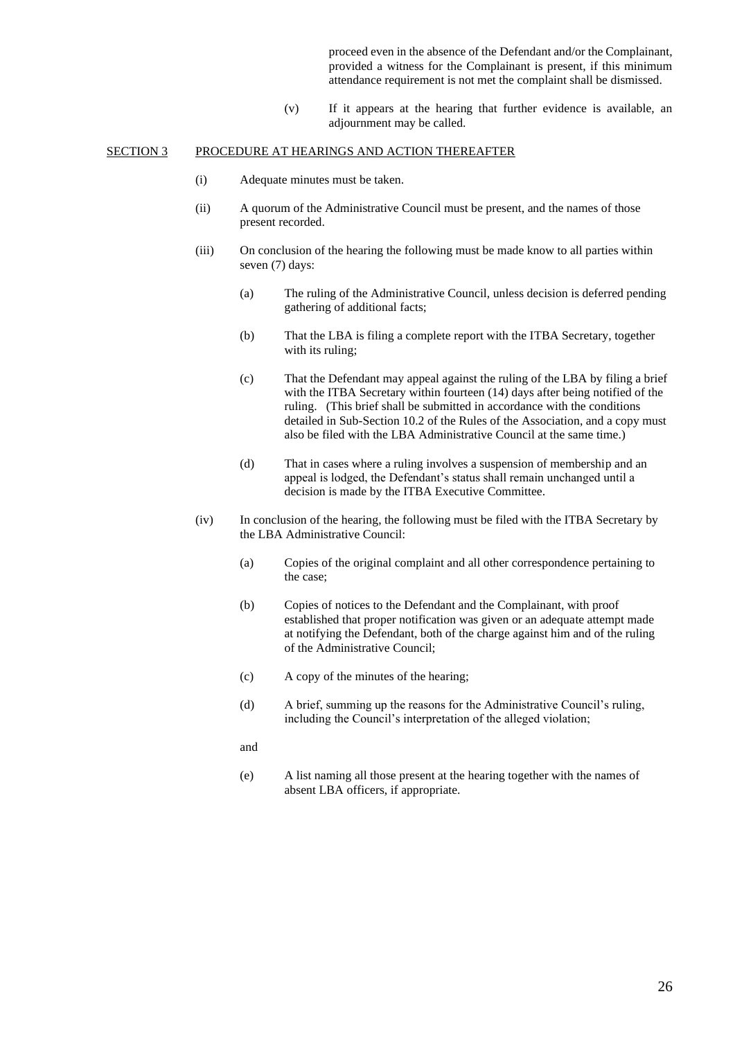proceed even in the absence of the Defendant and/or the Complainant, provided a witness for the Complainant is present, if this minimum attendance requirement is not met the complaint shall be dismissed.

(v) If it appears at the hearing that further evidence is available, an adjournment may be called.

SECTION 3 PROCEDURE AT HEARINGS AND ACTION THEREAFTER

(i) Adequate minutes must be taken.

(ii) A quorum of the Administrative Council must be present, and the names of those present recorded.

(iii) On conclusion of the hearing the following must be made know to all parties within seven (7) days:

(a) The ruling of the Administrative Council, unless decision is deferred pending gathering of additional facts;

(b) That the LBA is filing a complete report with the ITBA Secretary, together with its ruling;

(c) That the Defendant may appeal against the ruling of the LBA by filing a brief with the ITBA Secretary within fourteen (14) days after being notified of the ruling. (This brief shall be submitted in accordance with the conditions detailed in Sub-Section 10.2 of the Rules of the Association, and a copy must also be filed with the LBA Administrative Council at the same time.)

(d) That in cases where a ruling involves a suspension of membership and an appeal is lodged, the Defendant's status shall remain unchanged until a decision is made by the ITBA Executive Committee.

(iv) In conclusion of the hearing, the following must be filed with the ITBA Secretary by the LBA Administrative Council:

(a) Copies of the original complaint and all other correspondence pertaining to the case;

(b) Copies of notices to the Defendant and the Complainant, with proof established that proper notification was given or an adequate attempt made at notifying the Defendant, both of the charge against him and of the ruling of the Administrative Council;

(c) A copy of the minutes of the hearing;

(d) A brief, summing up the reasons for the Administrative Council's ruling, including the Council's interpretation of the alleged violation;

and

(e) A list naming all those present at the hearing together with the names of absent LBA officers, if appropriate.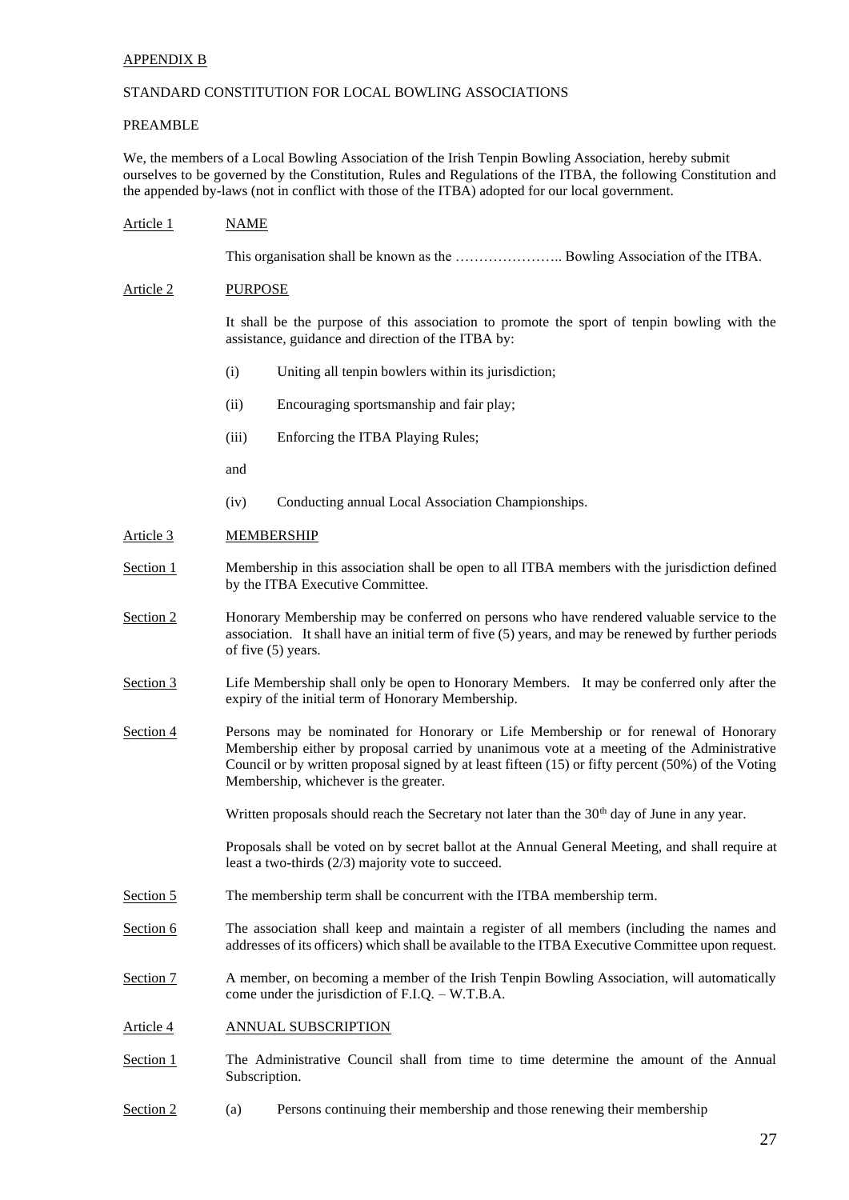APPENDIX B

STANDARD CONSTITUTION FOR LOCAL BOWLING ASSOCIATIONS

PREAMBLE

We, the members of a Local Bowling Association of the Irish Tenpin Bowling Association, hereby submit ourselves to be governed by the Constitution, Rules and Regulations of the ITBA, the following Constitution and the appended by-laws (not in conflict with those of the ITBA) adopted for our local government.

Article 1 NAME

This organisation shall be known as the ………………….. Bowling Association of the ITBA.

Article 2 PURPOSE

It shall be the purpose of this association to promote the sport of tenpin bowling with the assistance, guidance and direction of the ITBA by:

(i) Uniting all tenpin bowlers within its jurisdiction;

(ii) Encouraging sportsmanship and fair play;

(iii) Enforcing the ITBA Playing Rules;

and

(iv) Conducting annual Local Association Championships.

Article 3 MEMBERSHIP

Section 1 Membership in this association shall be open to all ITBA members with the jurisdiction defined by the ITBA Executive Committee.

Section 2 Honorary Membership may be conferred on persons who have rendered valuable service to the association. It shall have an initial term of five (5) years, and may be renewed by further periods of five (5) years.

Section 3 Life Membership shall only be open to Honorary Members. It may be conferred only after the expiry of the initial term of Honorary Membership.

Section 4 Persons may be nominated for Honorary or Life Membership or for renewal of Honorary Membership either by proposal carried by unanimous vote at a meeting of the Administrative Council or by written proposal signed by at least fifteen (15) or fifty percent (50%) of the Voting Membership, whichever is the greater.

Written proposals should reach the Secretary not later than the 30th day of June in any year.

Proposals shall be voted on by secret ballot at the Annual General Meeting, and shall require at least a two-thirds (2/3) majority vote to succeed.

Section 5 The membership term shall be concurrent with the ITBA membership term.

Section 6 The association shall keep and maintain a register of all members (including the names and addresses of its officers) which shall be available to the ITBA Executive Committee upon request.

Section 7 A member, on becoming a member of the Irish Tenpin Bowling Association, will automatically come under the jurisdiction of F.I.Q. – W.T.B.A.

Article 4 ANNUAL SUBSCRIPTION

Section 1 The Administrative Council shall from time to time determine the amount of the Annual Subscription.

Section 2 (a) Persons continuing their membership and those renewing their membership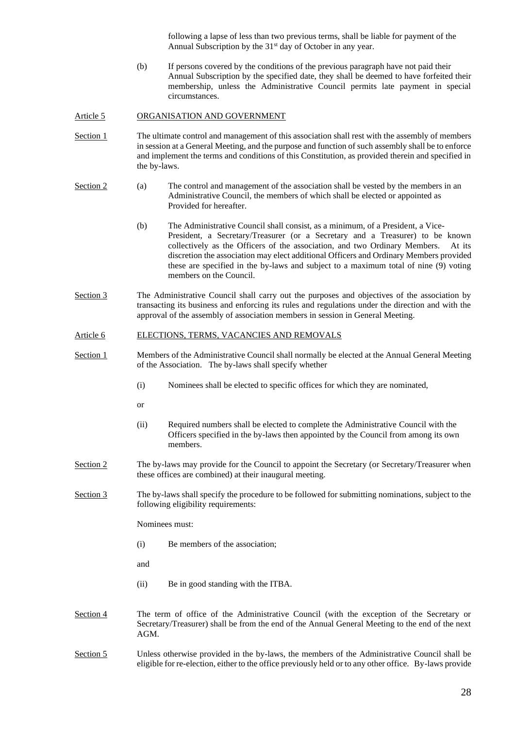following a lapse of less than two previous terms, shall be liable for payment of the Annual Subscription by the 31st day of October in any year.

(b) If persons covered by the conditions of the previous paragraph have not paid their Annual Subscription by the specified date, they shall be deemed to have forfeited their membership, unless the Administrative Council permits late payment in special circumstances.

## Article 5 ORGANISATION AND GOVERNMENT

Section 1 The ultimate control and management of this association shall rest with the assembly of members in session at a General Meeting, and the purpose and function of such assembly shall be to enforce and implement the terms and conditions of this Constitution, as provided therein and specified in the by-laws.

Section 2 (a) The control and management of the association shall be vested by the members in an Administrative Council, the members of which shall be elected or appointed as Provided for hereafter.

(b) The Administrative Council shall consist, as a minimum, of a President, a Vice-President, a Secretary/Treasurer (or a Secretary and a Treasurer) to be known collectively as the Officers of the association, and two Ordinary Members. At its discretion the association may elect additional Officers and Ordinary Members provided these are specified in the by-laws and subject to a maximum total of nine (9) voting members on the Council.

Section 3 The Administrative Council shall carry out the purposes and objectives of the association by transacting its business and enforcing its rules and regulations under the direction and with the approval of the assembly of association members in session in General Meeting.

## Article 6 ELECTIONS, TERMS, VACANCIES AND REMOVALS

Section 1 Members of the Administrative Council shall normally be elected at the Annual General Meeting of the Association. The by-laws shall specify whether

(i) Nominees shall be elected to specific offices for which they are nominated,

or

(ii) Required numbers shall be elected to complete the Administrative Council with the Officers specified in the by-laws then appointed by the Council from among its own members.

Section 2 The by-laws may provide for the Council to appoint the Secretary (or Secretary/Treasurer when these offices are combined) at their inaugural meeting.

Section 3 The by-laws shall specify the procedure to be followed for submitting nominations, subject to the following eligibility requirements:

Nominees must:

(i) Be members of the association;

and

(ii) Be in good standing with the ITBA.

Section 4 The term of office of the Administrative Council (with the exception of the Secretary or Secretary/Treasurer) shall be from the end of the Annual General Meeting to the end of the next AGM.

Section 5 Unless otherwise provided in the by-laws, the members of the Administrative Council shall be eligible for re-election, either to the office previously held or to any other office. By-laws provide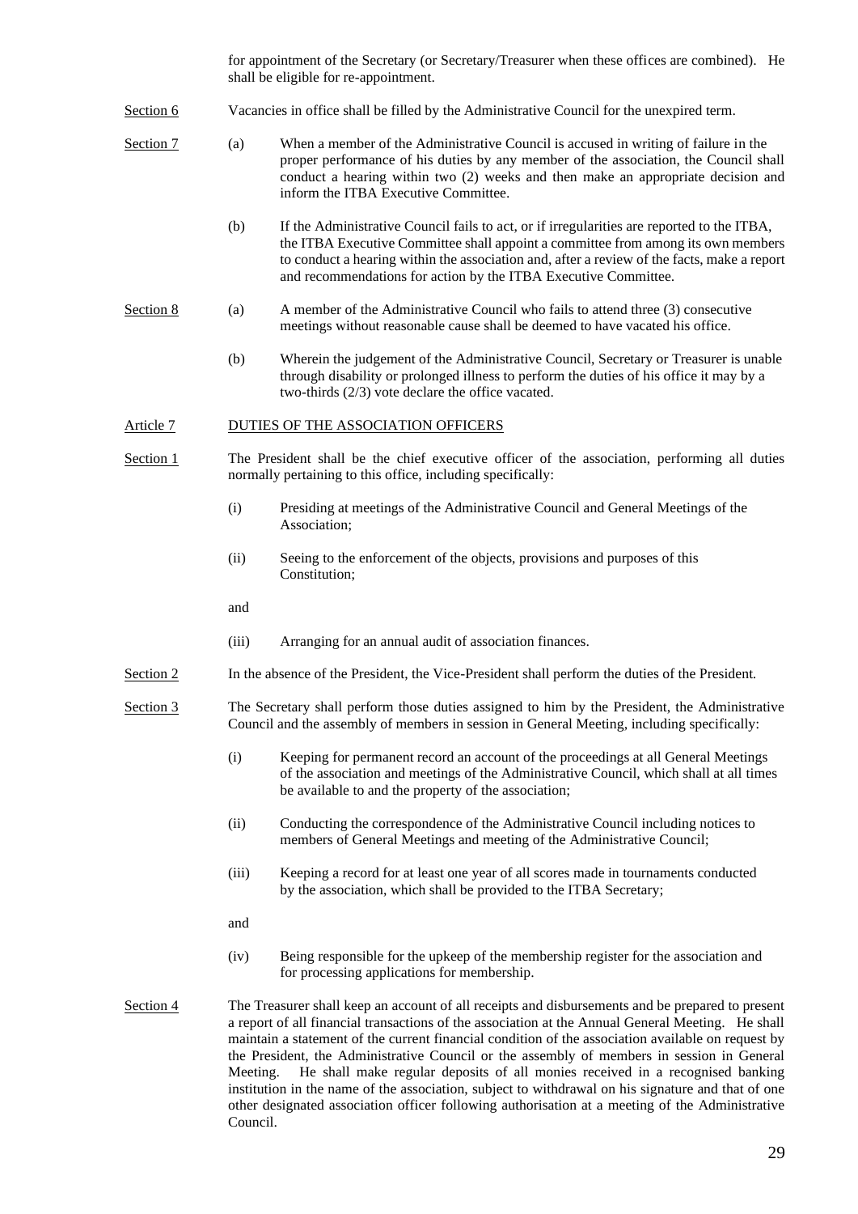for appointment of the Secretary (or Secretary/Treasurer when these offices are combined). He shall be eligible for re-appointment.

Section 6 Vacancies in office shall be filled by the Administrative Council for the unexpired term.

Section 7 (a) When a member of the Administrative Council is accused in writing of failure in the proper performance of his duties by any member of the association, the Council shall conduct a hearing within two (2) weeks and then make an appropriate decision and inform the ITBA Executive Committee.

(b) If the Administrative Council fails to act, or if irregularities are reported to the ITBA, the ITBA Executive Committee shall appoint a committee from among its own members to conduct a hearing within the association and, after a review of the facts, make a report and recommendations for action by the ITBA Executive Committee.

Section 8 (a) A member of the Administrative Council who fails to attend three (3) consecutive meetings without reasonable cause shall be deemed to have vacated his office.

(b) Wherein the judgement of the Administrative Council, Secretary or Treasurer is unable through disability or prolonged illness to perform the duties of his office it may by a two-thirds (2/3) vote declare the office vacated.

## Article 7 DUTIES OF THE ASSOCIATION OFFICERS

Section 1 The President shall be the chief executive officer of the association, performing all duties normally pertaining to this office, including specifically:

(i) Presiding at meetings of the Administrative Council and General Meetings of the Association;

(ii) Seeing to the enforcement of the objects, provisions and purposes of this Constitution;

and

(iii) Arranging for an annual audit of association finances.

Section 2 In the absence of the President, the Vice-President shall perform the duties of the President.

Section 3 The Secretary shall perform those duties assigned to him by the President, the Administrative Council and the assembly of members in session in General Meeting, including specifically:

(i) Keeping for permanent record an account of the proceedings at all General Meetings of the association and meetings of the Administrative Council, which shall at all times be available to and the property of the association;

(ii) Conducting the correspondence of the Administrative Council including notices to members of General Meetings and meeting of the Administrative Council;

(iii) Keeping a record for at least one year of all scores made in tournaments conducted by the association, which shall be provided to the ITBA Secretary;

and

(iv) Being responsible for the upkeep of the membership register for the association and for processing applications for membership.

Section 4 The Treasurer shall keep an account of all receipts and disbursements and be prepared to present a report of all financial transactions of the association at the Annual General Meeting. He shall maintain a statement of the current financial condition of the association available on request by the President, the Administrative Council or the assembly of members in session in General Meeting. He shall make regular deposits of all monies received in a recognised banking institution in the name of the association, subject to withdrawal on his signature and that of one other designated association officer following authorisation at a meeting of the Administrative Council.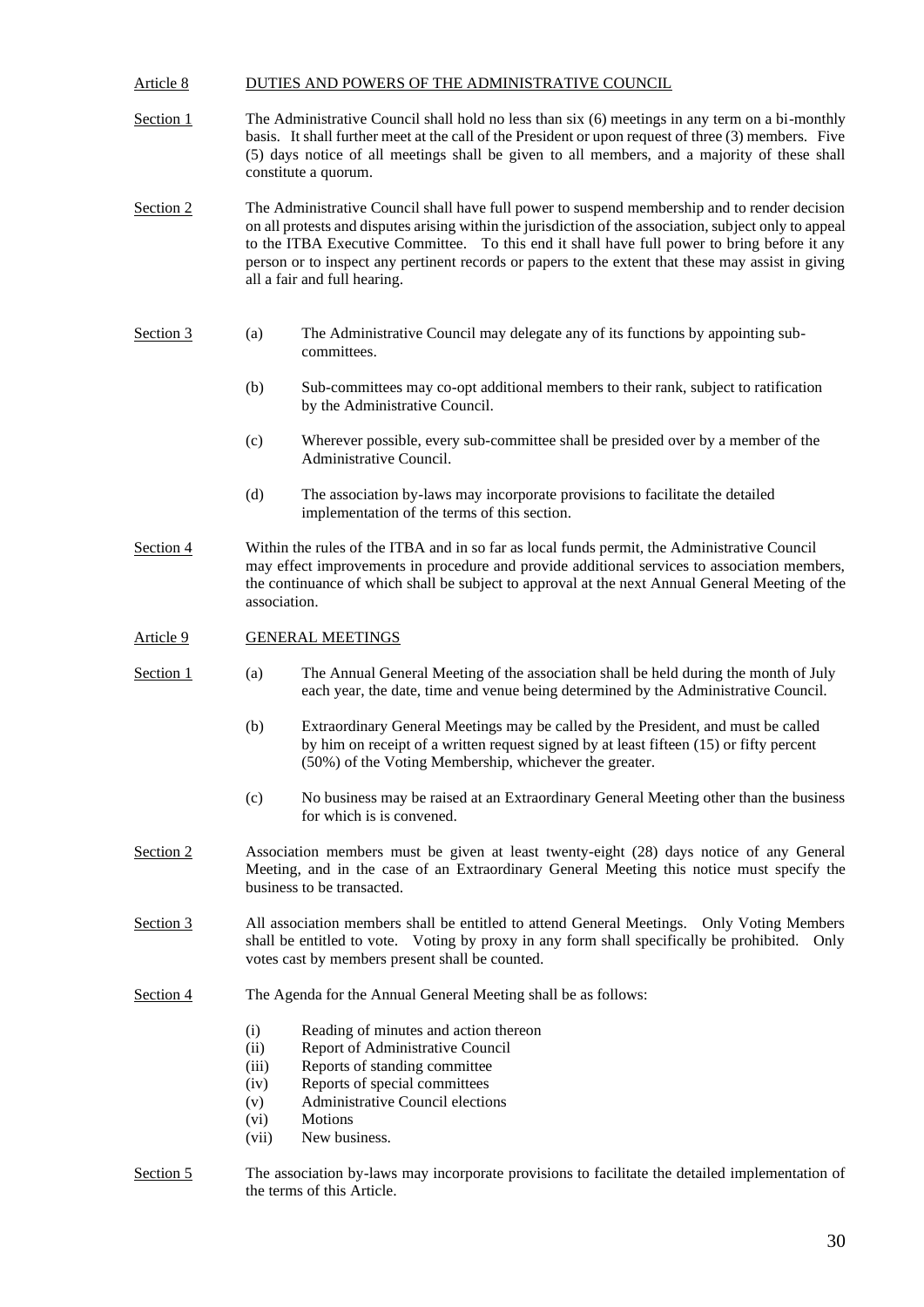## Article 8 DUTIES AND POWERS OF THE ADMINISTRATIVE COUNCIL

Section 1 The Administrative Council shall hold no less than six (6) meetings in any term on a bi-monthly basis. It shall further meet at the call of the President or upon request of three (3) members. Five (5) days notice of all meetings shall be given to all members, and a majority of these shall constitute a quorum.

Section 2 The Administrative Council shall have full power to suspend membership and to render decision on all protests and disputes arising within the jurisdiction of the association, subject only to appeal to the ITBA Executive Committee. To this end it shall have full power to bring before it any person or to inspect any pertinent records or papers to the extent that these may assist in giving all a fair and full hearing.

Section 3

(a) The Administrative Council may delegate any of its functions by appointing sub-committees.

(b) Sub-committees may co-opt additional members to their rank, subject to ratification by the Administrative Council.

(c) Wherever possible, every sub-committee shall be presided over by a member of the Administrative Council.

(d) The association by-laws may incorporate provisions to facilitate the detailed implementation of the terms of this section.

Section 4 Within the rules of the ITBA and in so far as local funds permit, the Administrative Council may effect improvements in procedure and provide additional services to association members, the continuance of which shall be subject to approval at the next Annual General Meeting of the association.

## Article 9 GENERAL MEETINGS

Section 1

(a) The Annual General Meeting of the association shall be held during the month of July each year, the date, time and venue being determined by the Administrative Council.

(b) Extraordinary General Meetings may be called by the President, and must be called by him on receipt of a written request signed by at least fifteen (15) or fifty percent (50%) of the Voting Membership, whichever the greater.

(c) No business may be raised at an Extraordinary General Meeting other than the business for which is is convened.

Section 2 Association members must be given at least twenty-eight (28) days notice of any General Meeting, and in the case of an Extraordinary General Meeting this notice must specify the business to be transacted.

Section 3 All association members shall be entitled to attend General Meetings. Only Voting Members shall be entitled to vote. Voting by proxy in any form shall specifically be prohibited. Only votes cast by members present shall be counted.

Section 4 The Agenda for the Annual General Meeting shall be as follows:

(i) Reading of minutes and action thereon
(ii) Report of Administrative Council
(iii) Reports of standing committee
(iv) Reports of special committees
(v) Administrative Council elections
(vi) Motions
(vii) New business.

Section 5 The association by-laws may incorporate provisions to facilitate the detailed implementation of the terms of this Article.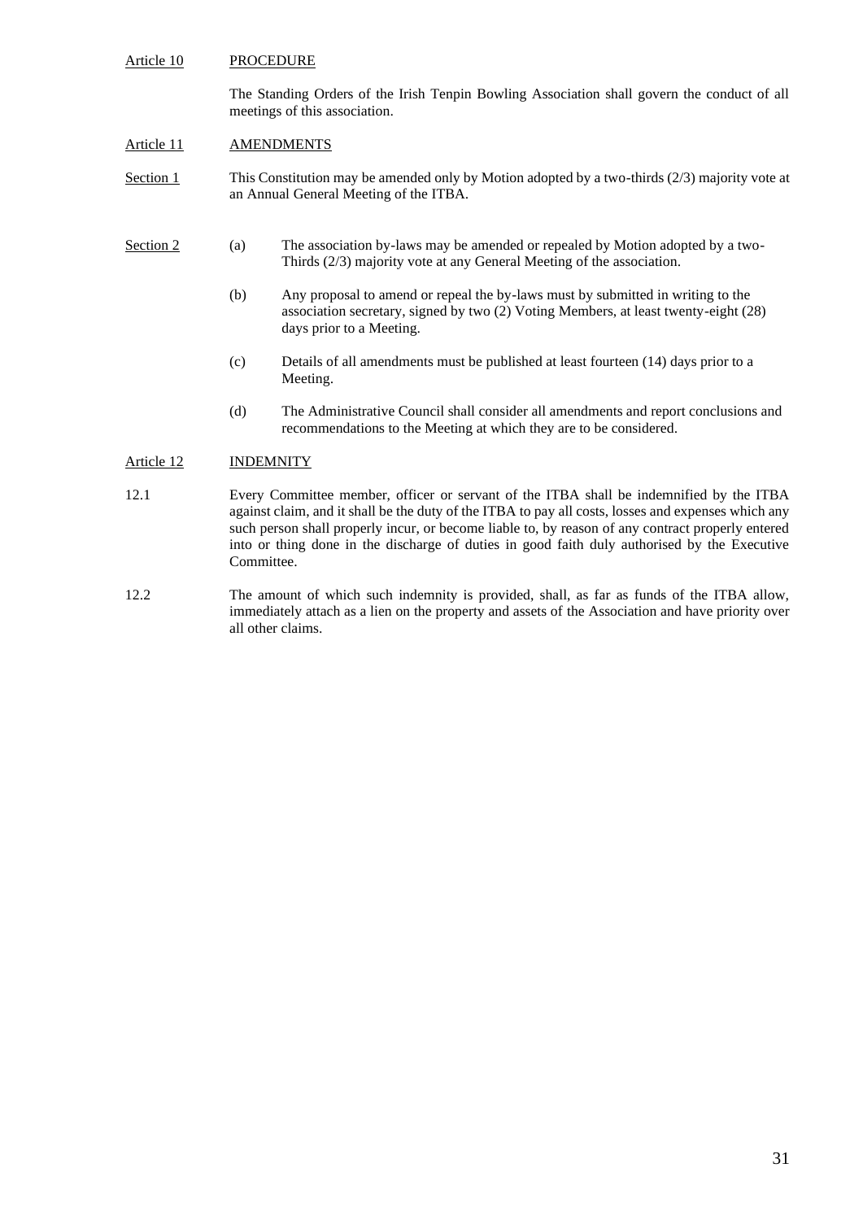Article 10 PROCEDURE

The Standing Orders of the Irish Tenpin Bowling Association shall govern the conduct of all meetings of this association.

Article 11 AMENDMENTS

Section 1 This Constitution may be amended only by Motion adopted by a two-thirds (2/3) majority vote at an Annual General Meeting of the ITBA.

Section 2

(a) The association by-laws may be amended or repealed by Motion adopted by a two-Thirds (2/3) majority vote at any General Meeting of the association.

(b) Any proposal to amend or repeal the by-laws must by submitted in writing to the association secretary, signed by two (2) Voting Members, at least twenty-eight (28) days prior to a Meeting.

(c) Details of all amendments must be published at least fourteen (14) days prior to a Meeting.

(d) The Administrative Council shall consider all amendments and report conclusions and recommendations to the Meeting at which they are to be considered.

Article 12 INDEMNITY

12.1 Every Committee member, officer or servant of the ITBA shall be indemnified by the ITBA against claim, and it shall be the duty of the ITBA to pay all costs, losses and expenses which any such person shall properly incur, or become liable to, by reason of any contract properly entered into or thing done in the discharge of duties in good faith duly authorised by the Executive Committee.

12.2 The amount of which such indemnity is provided, shall, as far as funds of the ITBA allow, immediately attach as a lien on the property and assets of the Association and have priority over all other claims.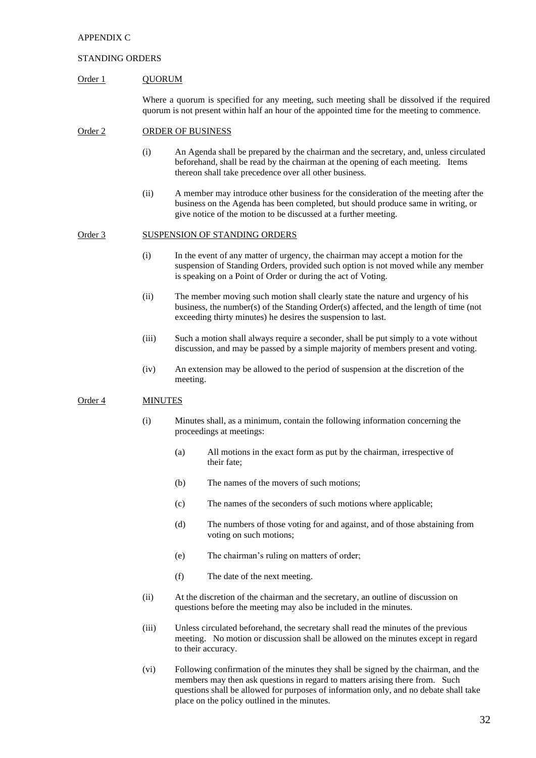APPENDIX C

STANDING ORDERS

Order 1 QUORUM

Where a quorum is specified for any meeting, such meeting shall be dissolved if the required quorum is not present within half an hour of the appointed time for the meeting to commence.

Order 2 ORDER OF BUSINESS

(i) An Agenda shall be prepared by the chairman and the secretary, and, unless circulated beforehand, shall be read by the chairman at the opening of each meeting. Items thereon shall take precedence over all other business.

(ii) A member may introduce other business for the consideration of the meeting after the business on the Agenda has been completed, but should produce same in writing, or give notice of the motion to be discussed at a further meeting.

Order 3 SUSPENSION OF STANDING ORDERS

(i) In the event of any matter of urgency, the chairman may accept a motion for the suspension of Standing Orders, provided such option is not moved while any member is speaking on a Point of Order or during the act of Voting.

(ii) The member moving such motion shall clearly state the nature and urgency of his business, the number(s) of the Standing Order(s) affected, and the length of time (not exceeding thirty minutes) he desires the suspension to last.

(iii) Such a motion shall always require a seconder, shall be put simply to a vote without discussion, and may be passed by a simple majority of members present and voting.

(iv) An extension may be allowed to the period of suspension at the discretion of the meeting.

Order 4 MINUTES

(i) Minutes shall, as a minimum, contain the following information concerning the proceedings at meetings:

(a) All motions in the exact form as put by the chairman, irrespective of their fate;

(b) The names of the movers of such motions;

(c) The names of the seconders of such motions where applicable;

(d) The numbers of those voting for and against, and of those abstaining from voting on such motions;

(e) The chairman's ruling on matters of order;

(f) The date of the next meeting.

(ii) At the discretion of the chairman and the secretary, an outline of discussion on questions before the meeting may also be included in the minutes.

(iii) Unless circulated beforehand, the secretary shall read the minutes of the previous meeting. No motion or discussion shall be allowed on the minutes except in regard to their accuracy.

(vi) Following confirmation of the minutes they shall be signed by the chairman, and the members may then ask questions in regard to matters arising there from. Such questions shall be allowed for purposes of information only, and no debate shall take place on the policy outlined in the minutes.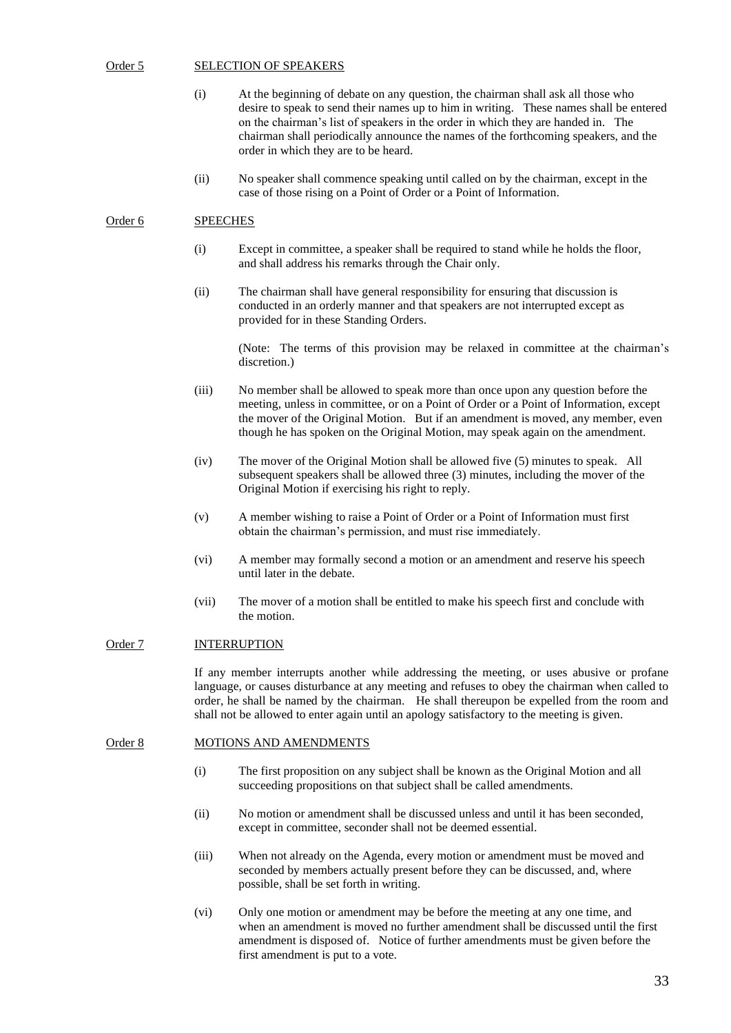## Order 5 SELECTION OF SPEAKERS

(i) At the beginning of debate on any question, the chairman shall ask all those who desire to speak to send their names up to him in writing. These names shall be entered on the chairman's list of speakers in the order in which they are handed in. The chairman shall periodically announce the names of the forthcoming speakers, and the order in which they are to be heard.

(ii) No speaker shall commence speaking until called on by the chairman, except in the case of those rising on a Point of Order or a Point of Information.

## Order 6 SPEECHES

(i) Except in committee, a speaker shall be required to stand while he holds the floor, and shall address his remarks through the Chair only.

(ii) The chairman shall have general responsibility for ensuring that discussion is conducted in an orderly manner and that speakers are not interrupted except as provided for in these Standing Orders.

(Note: The terms of this provision may be relaxed in committee at the chairman's discretion.)

(iii) No member shall be allowed to speak more than once upon any question before the meeting, unless in committee, or on a Point of Order or a Point of Information, except the mover of the Original Motion. But if an amendment is moved, any member, even though he has spoken on the Original Motion, may speak again on the amendment.

(iv) The mover of the Original Motion shall be allowed five (5) minutes to speak. All subsequent speakers shall be allowed three (3) minutes, including the mover of the Original Motion if exercising his right to reply.

(v) A member wishing to raise a Point of Order or a Point of Information must first obtain the chairman's permission, and must rise immediately.

(vi) A member may formally second a motion or an amendment and reserve his speech until later in the debate.

(vii) The mover of a motion shall be entitled to make his speech first and conclude with the motion.

## Order 7 INTERRUPTION

If any member interrupts another while addressing the meeting, or uses abusive or profane language, or causes disturbance at any meeting and refuses to obey the chairman when called to order, he shall be named by the chairman. He shall thereupon be expelled from the room and shall not be allowed to enter again until an apology satisfactory to the meeting is given.

## Order 8 MOTIONS AND AMENDMENTS

(i) The first proposition on any subject shall be known as the Original Motion and all succeeding propositions on that subject shall be called amendments.

(ii) No motion or amendment shall be discussed unless and until it has been seconded, except in committee, seconder shall not be deemed essential.

(iii) When not already on the Agenda, every motion or amendment must be moved and seconded by members actually present before they can be discussed, and, where possible, shall be set forth in writing.

(vi) Only one motion or amendment may be before the meeting at any one time, and when an amendment is moved no further amendment shall be discussed until the first amendment is disposed of. Notice of further amendments must be given before the first amendment is put to a vote.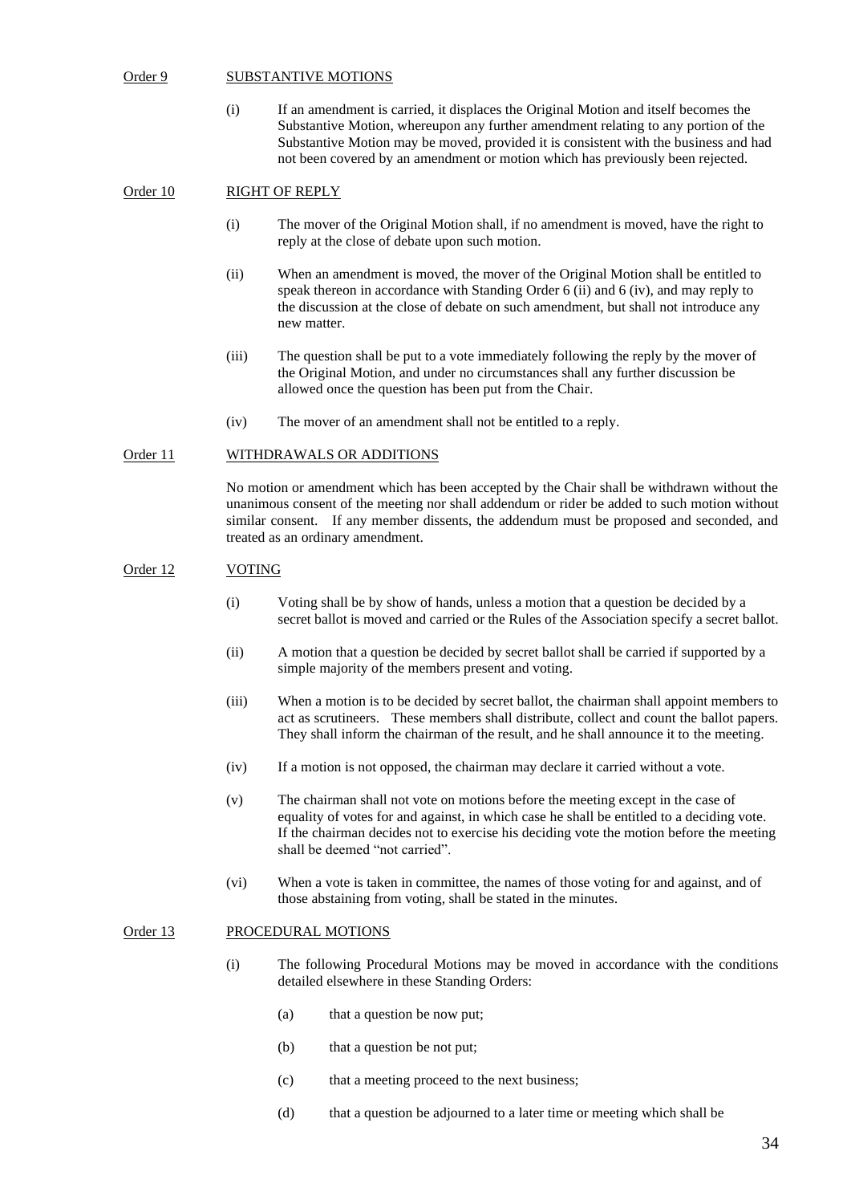## Order 9 SUBSTANTIVE MOTIONS

(i) If an amendment is carried, it displaces the Original Motion and itself becomes the Substantive Motion, whereupon any further amendment relating to any portion of the Substantive Motion may be moved, provided it is consistent with the business and had not been covered by an amendment or motion which has previously been rejected.

## Order 10 RIGHT OF REPLY

(i) The mover of the Original Motion shall, if no amendment is moved, have the right to reply at the close of debate upon such motion.

(ii) When an amendment is moved, the mover of the Original Motion shall be entitled to speak thereon in accordance with Standing Order 6 (ii) and 6 (iv), and may reply to the discussion at the close of debate on such amendment, but shall not introduce any new matter.

(iii) The question shall be put to a vote immediately following the reply by the mover of the Original Motion, and under no circumstances shall any further discussion be allowed once the question has been put from the Chair.

(iv) The mover of an amendment shall not be entitled to a reply.

## Order 11 WITHDRAWALS OR ADDITIONS

No motion or amendment which has been accepted by the Chair shall be withdrawn without the unanimous consent of the meeting nor shall addendum or rider be added to such motion without similar consent. If any member dissents, the addendum must be proposed and seconded, and treated as an ordinary amendment.

## Order 12 VOTING

(i) Voting shall be by show of hands, unless a motion that a question be decided by a secret ballot is moved and carried or the Rules of the Association specify a secret ballot.

(ii) A motion that a question be decided by secret ballot shall be carried if supported by a simple majority of the members present and voting.

(iii) When a motion is to be decided by secret ballot, the chairman shall appoint members to act as scrutineers. These members shall distribute, collect and count the ballot papers. They shall inform the chairman of the result, and he shall announce it to the meeting.

(iv) If a motion is not opposed, the chairman may declare it carried without a vote.

(v) The chairman shall not vote on motions before the meeting except in the case of equality of votes for and against, in which case he shall be entitled to a deciding vote. If the chairman decides not to exercise his deciding vote the motion before the meeting shall be deemed "not carried".

(vi) When a vote is taken in committee, the names of those voting for and against, and of those abstaining from voting, shall be stated in the minutes.

## Order 13 PROCEDURAL MOTIONS

(i) The following Procedural Motions may be moved in accordance with the conditions detailed elsewhere in these Standing Orders:

(a) that a question be now put;

(b) that a question be not put;

(c) that a meeting proceed to the next business;

(d) that a question be adjourned to a later time or meeting which shall be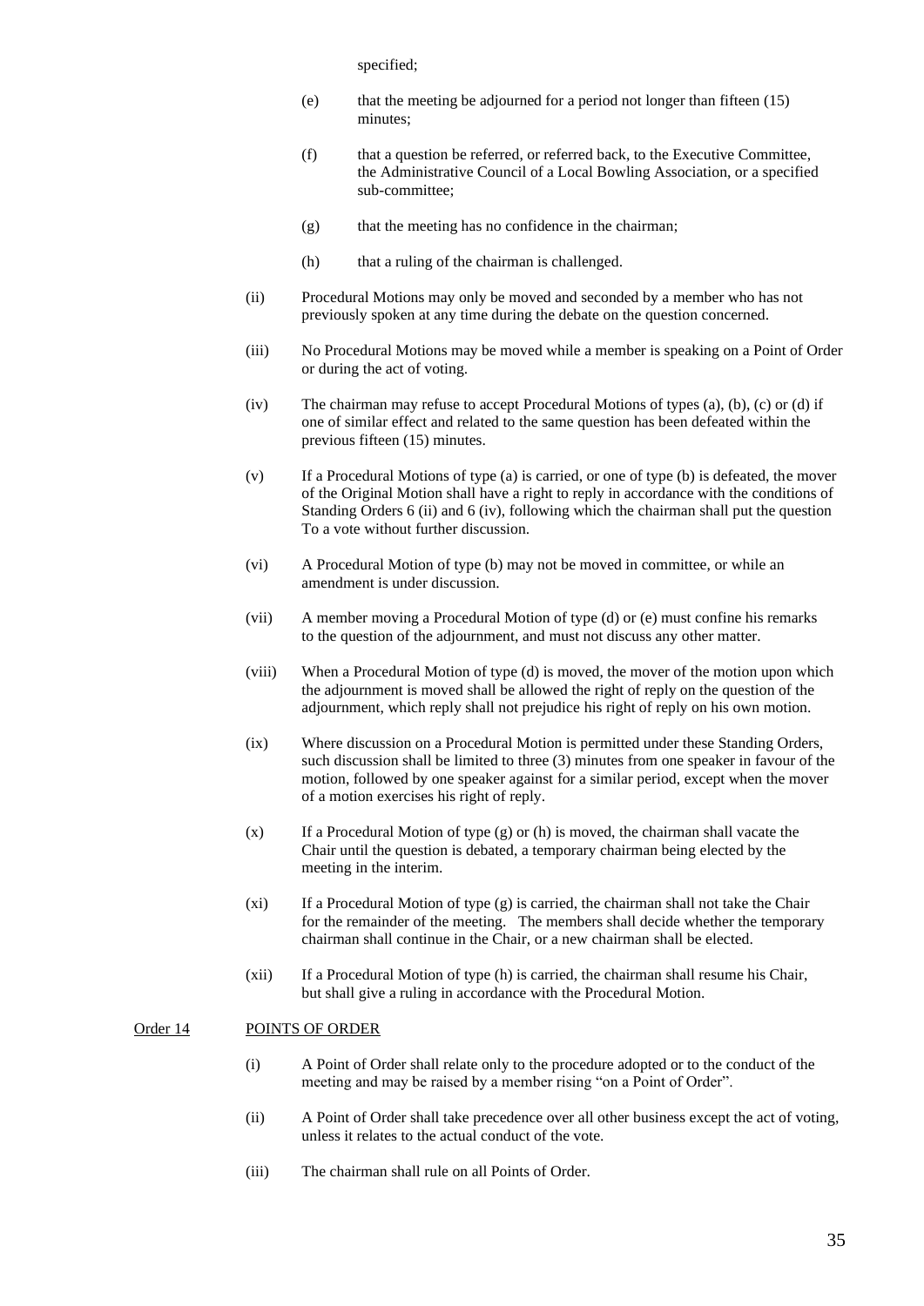specified;

(e) that the meeting be adjourned for a period not longer than fifteen (15) minutes;

(f) that a question be referred, or referred back, to the Executive Committee, the Administrative Council of a Local Bowling Association, or a specified sub-committee;

(g) that the meeting has no confidence in the chairman;

(h) that a ruling of the chairman is challenged.

(ii) Procedural Motions may only be moved and seconded by a member who has not previously spoken at any time during the debate on the question concerned.

(iii) No Procedural Motions may be moved while a member is speaking on a Point of Order or during the act of voting.

(iv) The chairman may refuse to accept Procedural Motions of types (a), (b), (c) or (d) if one of similar effect and related to the same question has been defeated within the previous fifteen (15) minutes.

(v) If a Procedural Motions of type (a) is carried, or one of type (b) is defeated, the mover of the Original Motion shall have a right to reply in accordance with the conditions of Standing Orders 6 (ii) and 6 (iv), following which the chairman shall put the question To a vote without further discussion.

(vi) A Procedural Motion of type (b) may not be moved in committee, or while an amendment is under discussion.

(vii) A member moving a Procedural Motion of type (d) or (e) must confine his remarks to the question of the adjournment, and must not discuss any other matter.

(viii) When a Procedural Motion of type (d) is moved, the mover of the motion upon which the adjournment is moved shall be allowed the right of reply on the question of the adjournment, which reply shall not prejudice his right of reply on his own motion.

(ix) Where discussion on a Procedural Motion is permitted under these Standing Orders, such discussion shall be limited to three (3) minutes from one speaker in favour of the motion, followed by one speaker against for a similar period, except when the mover of a motion exercises his right of reply.

(x) If a Procedural Motion of type (g) or (h) is moved, the chairman shall vacate the Chair until the question is debated, a temporary chairman being elected by the meeting in the interim.

(xi) If a Procedural Motion of type (g) is carried, the chairman shall not take the Chair for the remainder of the meeting. The members shall decide whether the temporary chairman shall continue in the Chair, or a new chairman shall be elected.

(xii) If a Procedural Motion of type (h) is carried, the chairman shall resume his Chair, but shall give a ruling in accordance with the Procedural Motion.

## Order 14 POINTS OF ORDER

(i) A Point of Order shall relate only to the procedure adopted or to the conduct of the meeting and may be raised by a member rising "on a Point of Order".

(ii) A Point of Order shall take precedence over all other business except the act of voting, unless it relates to the actual conduct of the vote.

(iii) The chairman shall rule on all Points of Order.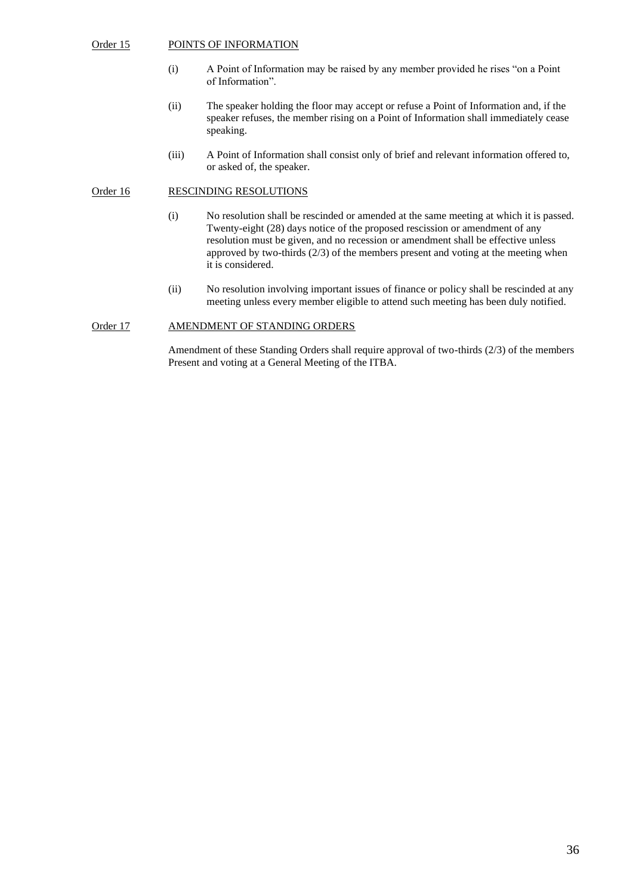Order 15 POINTS OF INFORMATION

(i) A Point of Information may be raised by any member provided he rises "on a Point of Information".

(ii) The speaker holding the floor may accept or refuse a Point of Information and, if the speaker refuses, the member rising on a Point of Information shall immediately cease speaking.

(iii) A Point of Information shall consist only of brief and relevant information offered to, or asked of, the speaker.

Order 16 RESCINDING RESOLUTIONS

(i) No resolution shall be rescinded or amended at the same meeting at which it is passed. Twenty-eight (28) days notice of the proposed rescission or amendment of any resolution must be given, and no recession or amendment shall be effective unless approved by two-thirds (2/3) of the members present and voting at the meeting when it is considered.

(ii) No resolution involving important issues of finance or policy shall be rescinded at any meeting unless every member eligible to attend such meeting has been duly notified.

Order 17 AMENDMENT OF STANDING ORDERS

Amendment of these Standing Orders shall require approval of two-thirds (2/3) of the members Present and voting at a General Meeting of the ITBA.